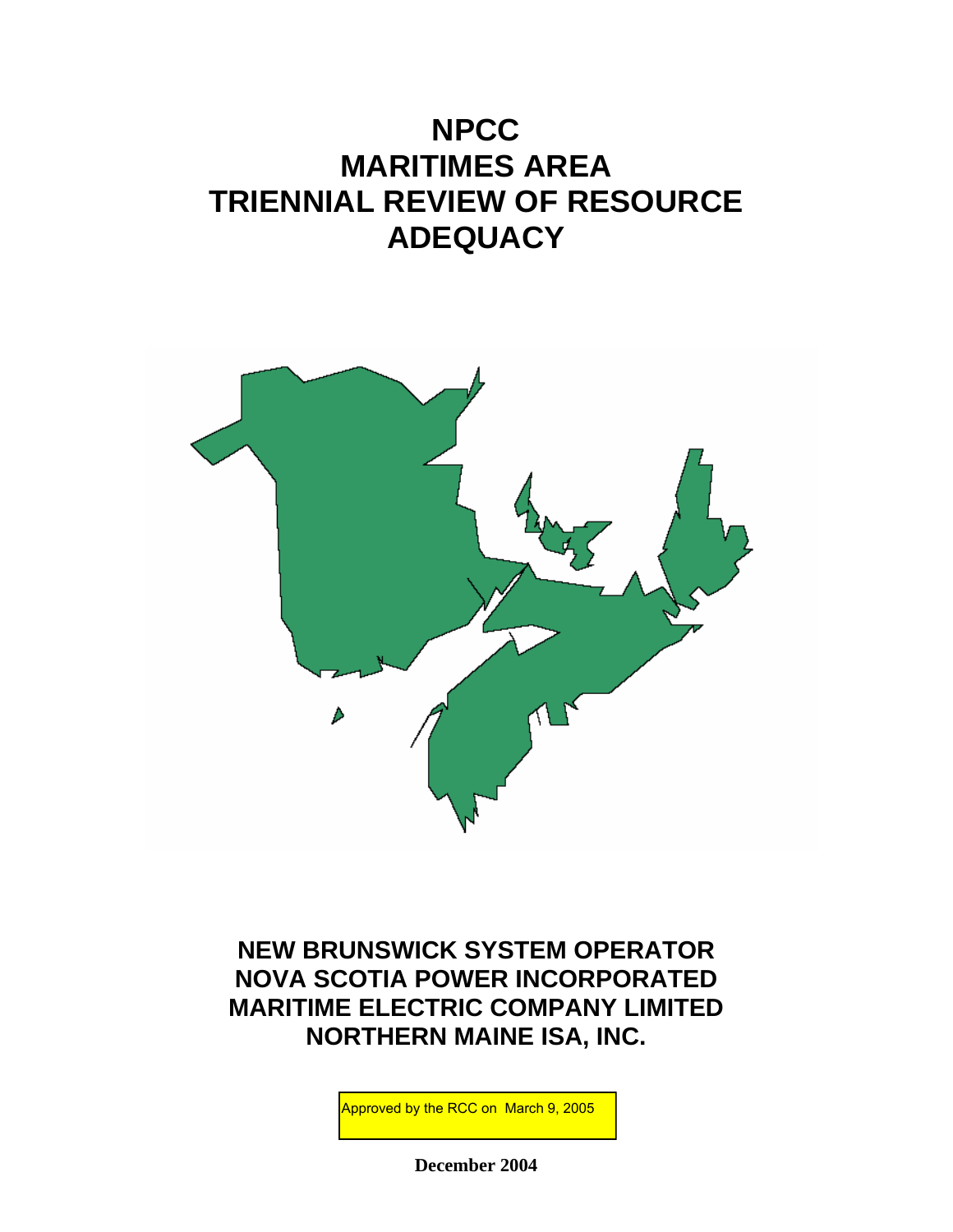# NPCC MARITIMES AREA TRIENNIAL REVIEW OF RESOURCE ADEQUACY

**NEW BRUNSWICK SYSTEM OPERATOR**
**NOVA SCOTIA POWER INCORPORATED**
**MARITIME ELECTRIC COMPANY LIMITED**
**NORTHERN MAINE ISA, INC.**

Approved by the RCC on March 9, 2005

**December 2004**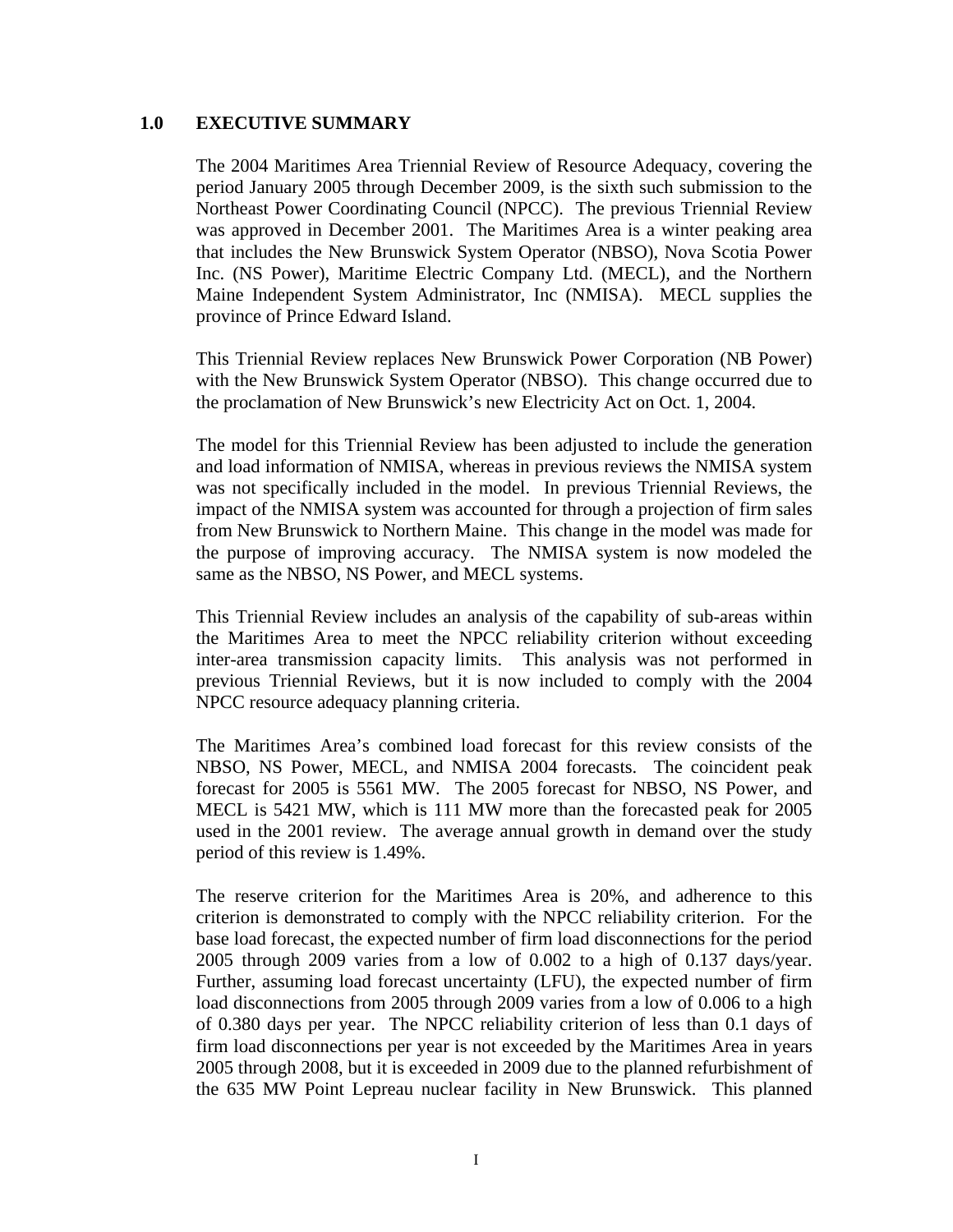## 1.0 EXECUTIVE SUMMARY

The 2004 Maritimes Area Triennial Review of Resource Adequacy, covering the period January 2005 through December 2009, is the sixth such submission to the Northeast Power Coordinating Council (NPCC). The previous Triennial Review was approved in December 2001. The Maritimes Area is a winter peaking area that includes the New Brunswick System Operator (NBSO), Nova Scotia Power Inc. (NS Power), Maritime Electric Company Ltd. (MECL), and the Northern Maine Independent System Administrator, Inc (NMISA). MECL supplies the province of Prince Edward Island.

This Triennial Review replaces New Brunswick Power Corporation (NB Power) with the New Brunswick System Operator (NBSO). This change occurred due to the proclamation of New Brunswick's new Electricity Act on Oct. 1, 2004.

The model for this Triennial Review has been adjusted to include the generation and load information of NMISA, whereas in previous reviews the NMISA system was not specifically included in the model. In previous Triennial Reviews, the impact of the NMISA system was accounted for through a projection of firm sales from New Brunswick to Northern Maine. This change in the model was made for the purpose of improving accuracy. The NMISA system is now modeled the same as the NBSO, NS Power, and MECL systems.

This Triennial Review includes an analysis of the capability of sub-areas within the Maritimes Area to meet the NPCC reliability criterion without exceeding inter-area transmission capacity limits. This analysis was not performed in previous Triennial Reviews, but it is now included to comply with the 2004 NPCC resource adequacy planning criteria.

The Maritimes Area's combined load forecast for this review consists of the NBSO, NS Power, MECL, and NMISA 2004 forecasts. The coincident peak forecast for 2005 is 5561 MW. The 2005 forecast for NBSO, NS Power, and MECL is 5421 MW, which is 111 MW more than the forecasted peak for 2005 used in the 2001 review. The average annual growth in demand over the study period of this review is 1.49%.

The reserve criterion for the Maritimes Area is 20%, and adherence to this criterion is demonstrated to comply with the NPCC reliability criterion. For the base load forecast, the expected number of firm load disconnections for the period 2005 through 2009 varies from a low of 0.002 to a high of 0.137 days/year. Further, assuming load forecast uncertainty (LFU), the expected number of firm load disconnections from 2005 through 2009 varies from a low of 0.006 to a high of 0.380 days per year. The NPCC reliability criterion of less than 0.1 days of firm load disconnections per year is not exceeded by the Maritimes Area in years 2005 through 2008, but it is exceeded in 2009 due to the planned refurbishment of the 635 MW Point Lepreau nuclear facility in New Brunswick. This planned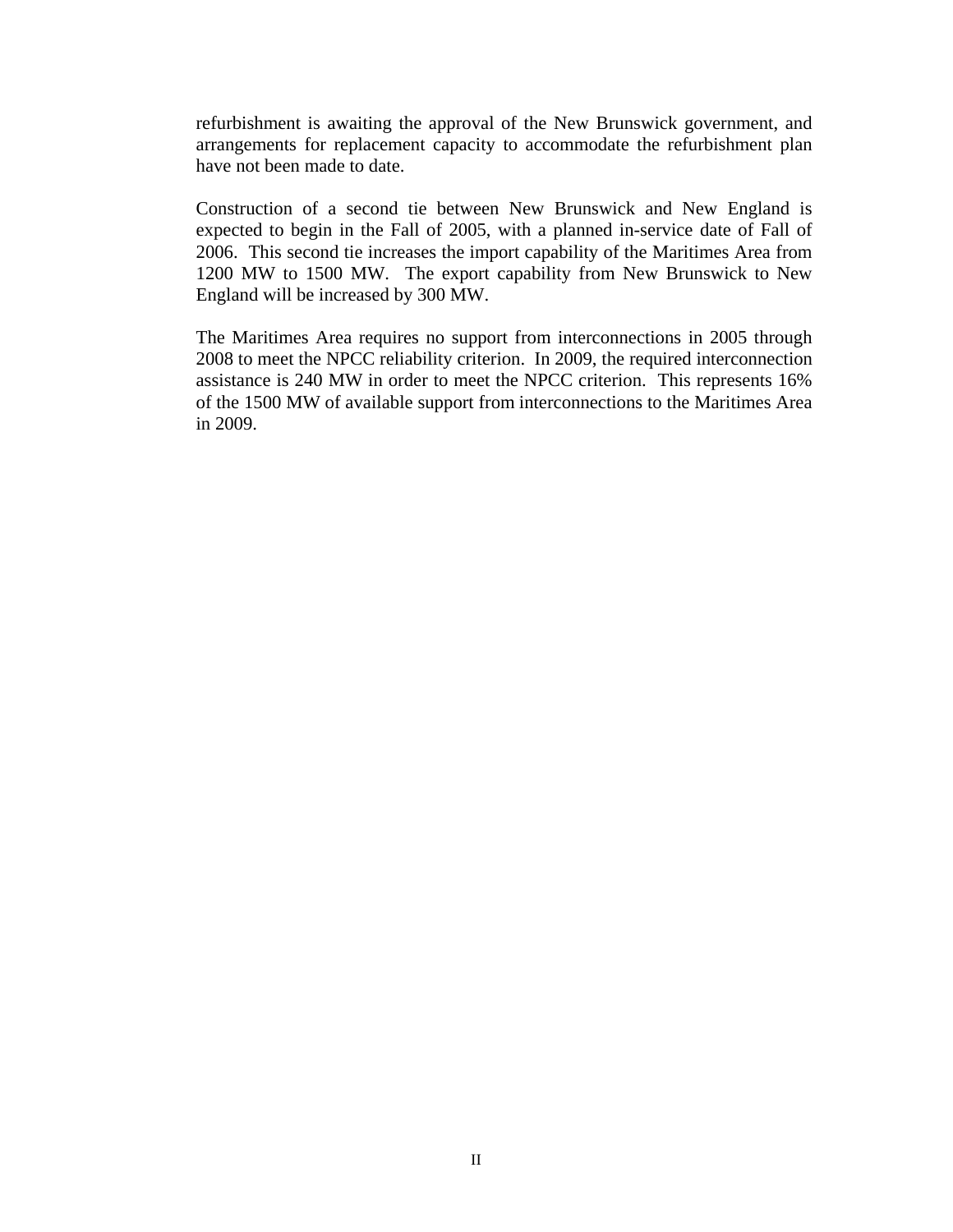refurbishment is awaiting the approval of the New Brunswick government, and arrangements for replacement capacity to accommodate the refurbishment plan have not been made to date.

Construction of a second tie between New Brunswick and New England is expected to begin in the Fall of 2005, with a planned in-service date of Fall of 2006. This second tie increases the import capability of the Maritimes Area from 1200 MW to 1500 MW. The export capability from New Brunswick to New England will be increased by 300 MW.

The Maritimes Area requires no support from interconnections in 2005 through 2008 to meet the NPCC reliability criterion. In 2009, the required interconnection assistance is 240 MW in order to meet the NPCC criterion. This represents 16% of the 1500 MW of available support from interconnections to the Maritimes Area in 2009.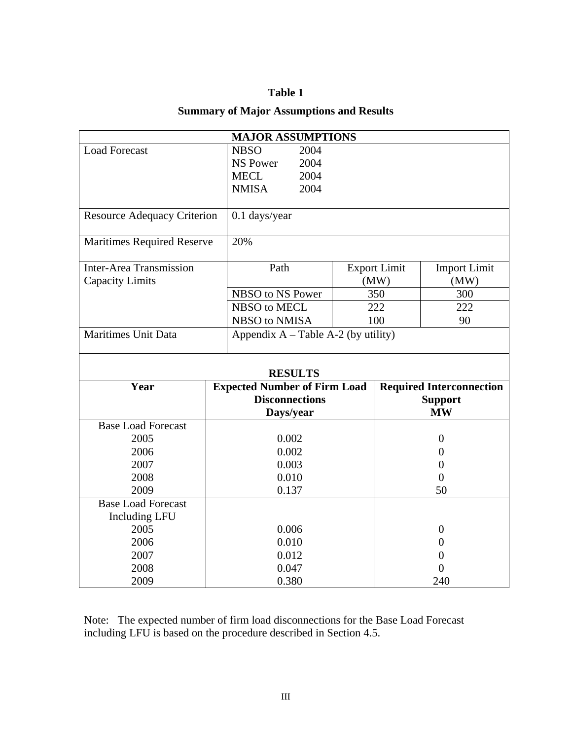**Table 1**

**Summary of Major Assumptions and Results**

| **MAJOR ASSUMPTIONS** | | | |
|---|---|---|---|
| Load Forecast | NBSO 2004<br>NS Power 2004<br>MECL 2004<br>NMISA 2004 | | |
| Resource Adequacy Criterion | 0.1 days/year | | |
| Maritimes Required Reserve | 20% | | |
| Inter-Area Transmission Capacity Limits | Path | Export Limit (MW) | Import Limit (MW) |
| | NBSO to NS Power | 350 | 300 |
| | NBSO to MECL | 222 | 222 |
| | NBSO to NMISA | 100 | 90 |
| Maritimes Unit Data | Appendix A – Table A-2 (by utility) | | |

**RESULTS**

| **Year** | **Expected Number of Firm Load Disconnections Days/year** | **Required Interconnection Support MW** |
|---|---|---|
| Base Load Forecast | | |
| 2005 | 0.002 | 0 |
| 2006 | 0.002 | 0 |
| 2007 | 0.003 | 0 |
| 2008 | 0.010 | 0 |
| 2009 | 0.137 | 50 |
| Base Load Forecast Including LFU | | |
| 2005 | 0.006 | 0 |
| 2006 | 0.010 | 0 |
| 2007 | 0.012 | 0 |
| 2008 | 0.047 | 0 |
| 2009 | 0.380 | 240 |

Note: The expected number of firm load disconnections for the Base Load Forecast including LFU is based on the procedure described in Section 4.5.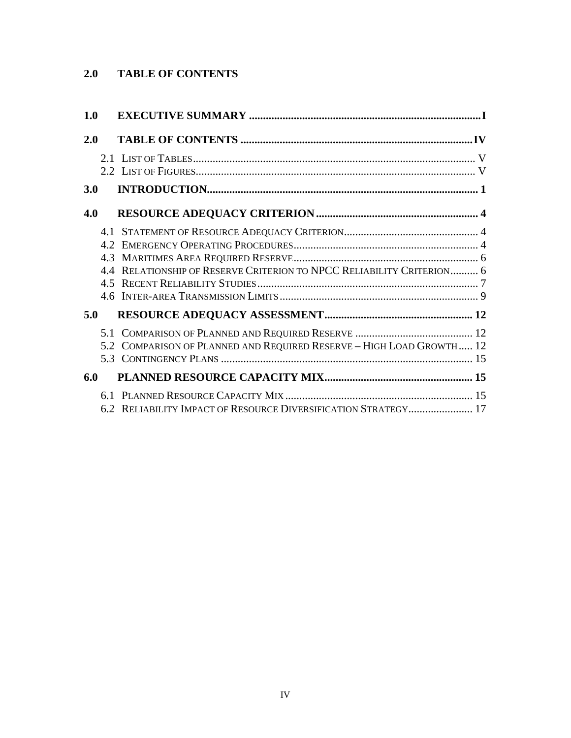# 2.0 TABLE OF CONTENTS

**1.0 EXECUTIVE SUMMARY ........................................................................................ I**

**2.0 TABLE OF CONTENTS ....................................................................................... IV**

2.1 LIST OF TABLES ................................................................................................... V
2.2 LIST OF FIGURES .................................................................................................. V

**3.0 INTRODUCTION ....................................................................................................... 1**

**4.0 RESOURCE ADEQUACY CRITERION .................................................................. 4**

4.1 STATEMENT OF RESOURCE ADEQUACY CRITERION ............................................... 4
4.2 EMERGENCY OPERATING PROCEDURES ................................................................. 4
4.3 MARITIMES AREA REQUIRED RESERVE ................................................................. 6
4.4 RELATIONSHIP OF RESERVE CRITERION TO NPCC RELIABILITY CRITERION .......... 6
4.5 RECENT RELIABILITY STUDIES .............................................................................. 7
4.6 INTER-AREA TRANSMISSION LIMITS ...................................................................... 9

**5.0 RESOURCE ADEQUACY ASSESSMENT ............................................................. 12**

5.1 COMPARISON OF PLANNED AND REQUIRED RESERVE .......................................... 12
5.2 COMPARISON OF PLANNED AND REQUIRED RESERVE – HIGH LOAD GROWTH ..... 12
5.3 CONTINGENCY PLANS ......................................................................................... 15

**6.0 PLANNED RESOURCE CAPACITY MIX ............................................................ 15**

6.1 PLANNED RESOURCE CAPACITY MIX .................................................................. 15
6.2 RELIABILITY IMPACT OF RESOURCE DIVERSIFICATION STRATEGY ....................... 17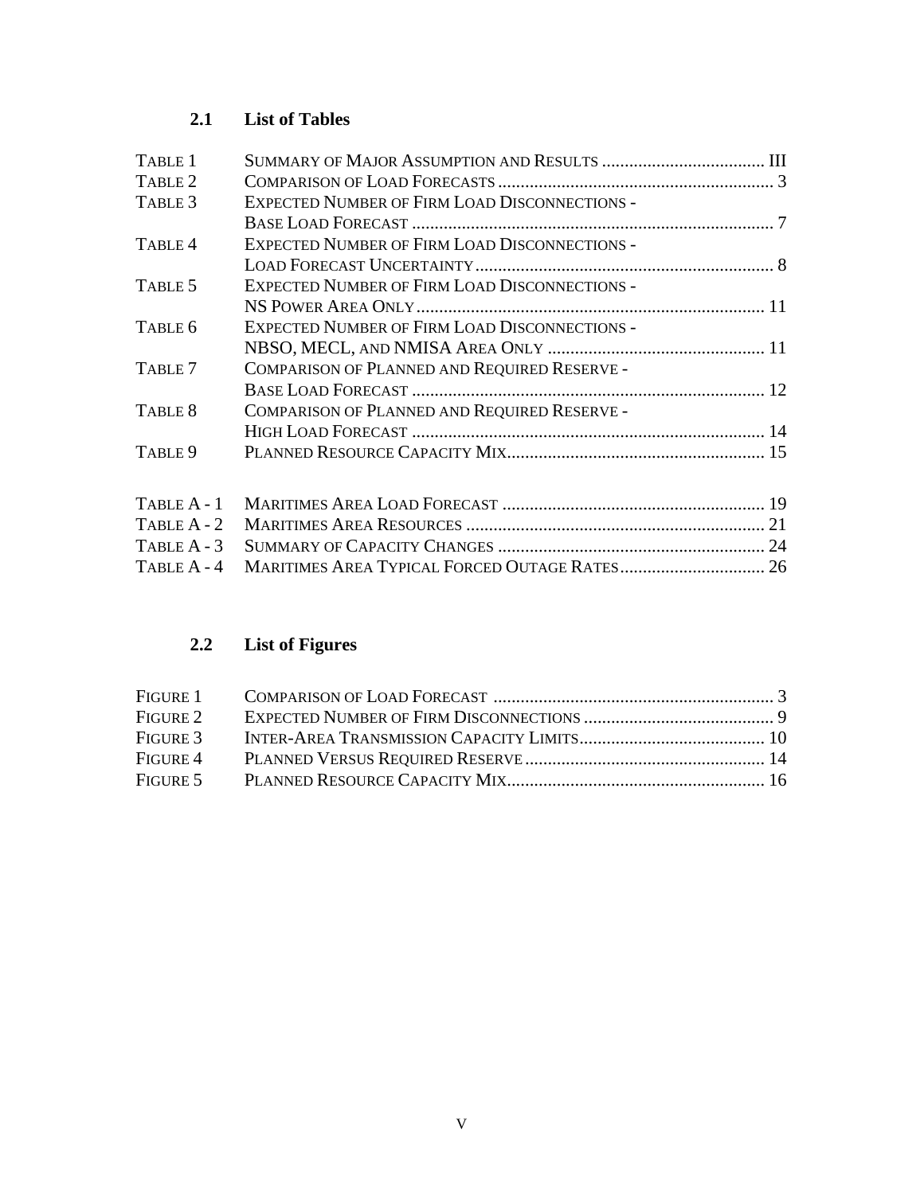### 2.1 List of Tables

| | | |
|---|---|---|
| TABLE 1 | SUMMARY OF MAJOR ASSUMPTION AND RESULTS | III |
| TABLE 2 | COMPARISON OF LOAD FORECASTS | 3 |
| TABLE 3 | EXPECTED NUMBER OF FIRM LOAD DISCONNECTIONS - BASE LOAD FORECAST | 7 |
| TABLE 4 | EXPECTED NUMBER OF FIRM LOAD DISCONNECTIONS - LOAD FORECAST UNCERTAINTY | 8 |
| TABLE 5 | EXPECTED NUMBER OF FIRM LOAD DISCONNECTIONS - NS POWER AREA ONLY | 11 |
| TABLE 6 | EXPECTED NUMBER OF FIRM LOAD DISCONNECTIONS - NBSO, MECL, AND NMISA AREA ONLY | 11 |
| TABLE 7 | COMPARISON OF PLANNED AND REQUIRED RESERVE - BASE LOAD FORECAST | 12 |
| TABLE 8 | COMPARISON OF PLANNED AND REQUIRED RESERVE - HIGH LOAD FORECAST | 14 |
| TABLE 9 | PLANNED RESOURCE CAPACITY MIX | 15 |
| TABLE A - 1 | MARITIMES AREA LOAD FORECAST | 19 |
| TABLE A - 2 | MARITIMES AREA RESOURCES | 21 |
| TABLE A - 3 | SUMMARY OF CAPACITY CHANGES | 24 |
| TABLE A - 4 | MARITIMES AREA TYPICAL FORCED OUTAGE RATES | 26 |

### 2.2 List of Figures

| | | |
|---|---|---|
| FIGURE 1 | COMPARISON OF LOAD FORECAST | 3 |
| FIGURE 2 | EXPECTED NUMBER OF FIRM DISCONNECTIONS | 9 |
| FIGURE 3 | INTER-AREA TRANSMISSION CAPACITY LIMITS | 10 |
| FIGURE 4 | PLANNED VERSUS REQUIRED RESERVE | 14 |
| FIGURE 5 | PLANNED RESOURCE CAPACITY MIX | 16 |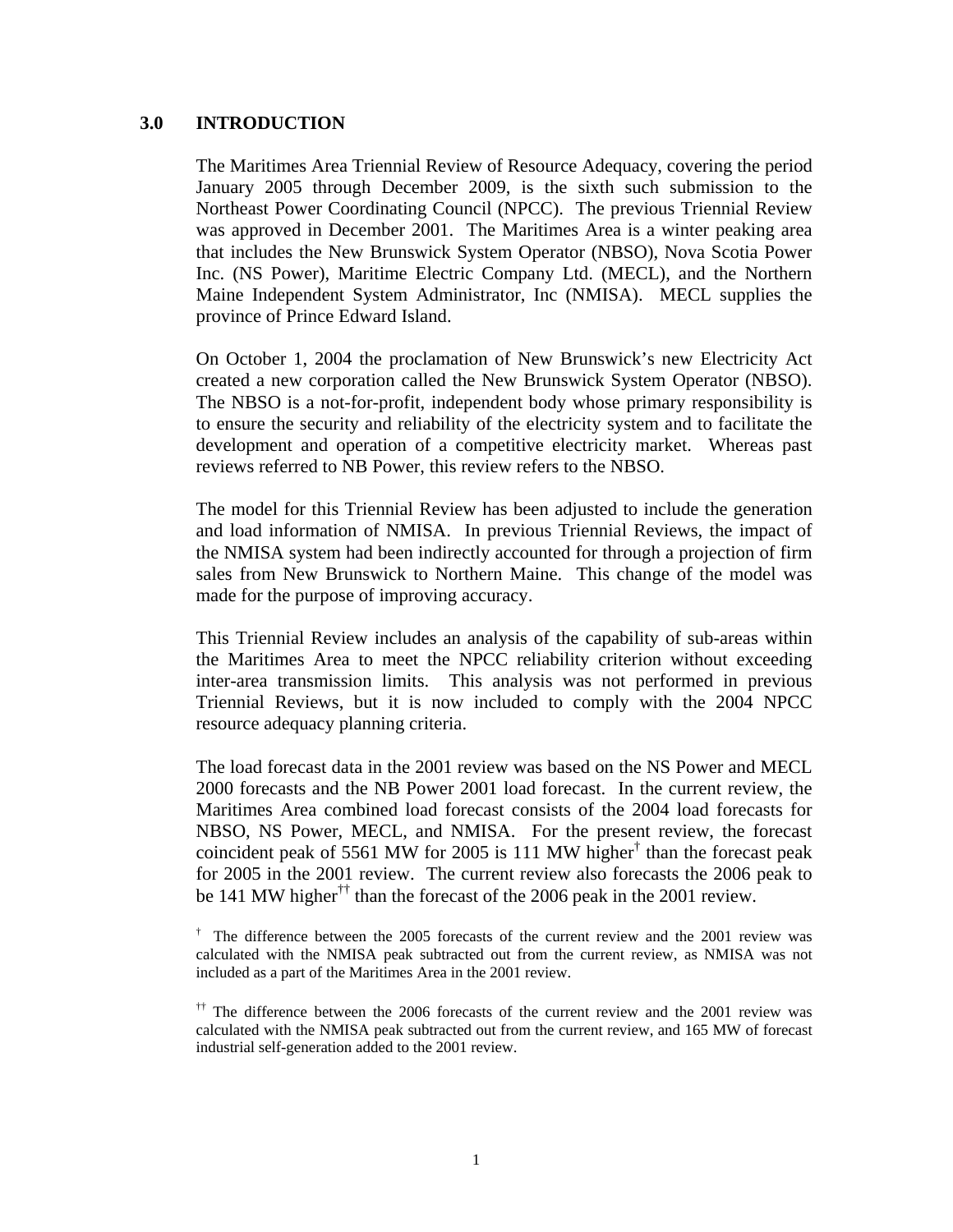## 3.0 INTRODUCTION

The Maritimes Area Triennial Review of Resource Adequacy, covering the period January 2005 through December 2009, is the sixth such submission to the Northeast Power Coordinating Council (NPCC). The previous Triennial Review was approved in December 2001. The Maritimes Area is a winter peaking area that includes the New Brunswick System Operator (NBSO), Nova Scotia Power Inc. (NS Power), Maritime Electric Company Ltd. (MECL), and the Northern Maine Independent System Administrator, Inc (NMISA). MECL supplies the province of Prince Edward Island.

On October 1, 2004 the proclamation of New Brunswick's new Electricity Act created a new corporation called the New Brunswick System Operator (NBSO). The NBSO is a not-for-profit, independent body whose primary responsibility is to ensure the security and reliability of the electricity system and to facilitate the development and operation of a competitive electricity market. Whereas past reviews referred to NB Power, this review refers to the NBSO.

The model for this Triennial Review has been adjusted to include the generation and load information of NMISA. In previous Triennial Reviews, the impact of the NMISA system had been indirectly accounted for through a projection of firm sales from New Brunswick to Northern Maine. This change of the model was made for the purpose of improving accuracy.

This Triennial Review includes an analysis of the capability of sub-areas within the Maritimes Area to meet the NPCC reliability criterion without exceeding inter-area transmission limits. This analysis was not performed in previous Triennial Reviews, but it is now included to comply with the 2004 NPCC resource adequacy planning criteria.

The load forecast data in the 2001 review was based on the NS Power and MECL 2000 forecasts and the NB Power 2001 load forecast. In the current review, the Maritimes Area combined load forecast consists of the 2004 load forecasts for NBSO, NS Power, MECL, and NMISA. For the present review, the forecast coincident peak of 5561 MW for 2005 is 111 MW higher[†] than the forecast peak for 2005 in the 2001 review. The current review also forecasts the 2006 peak to be 141 MW higher[††] than the forecast of the 2006 peak in the 2001 review.

[†] The difference between the 2005 forecasts of the current review and the 2001 review was calculated with the NMISA peak subtracted out from the current review, as NMISA was not included as a part of the Maritimes Area in the 2001 review.

[††] The difference between the 2006 forecasts of the current review and the 2001 review was calculated with the NMISA peak subtracted out from the current review, and 165 MW of forecast industrial self-generation added to the 2001 review.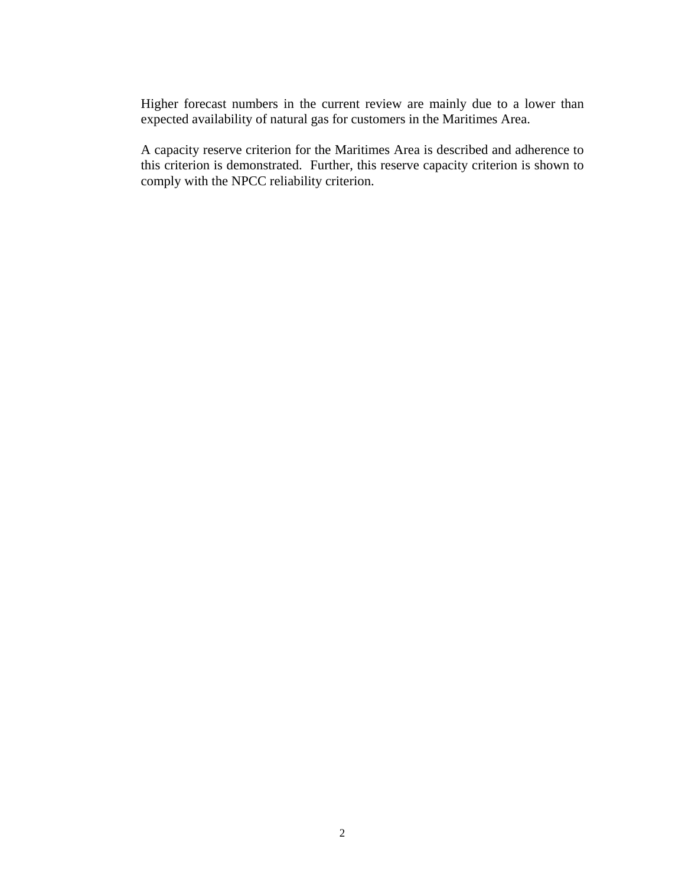Higher forecast numbers in the current review are mainly due to a lower than expected availability of natural gas for customers in the Maritimes Area.

A capacity reserve criterion for the Maritimes Area is described and adherence to this criterion is demonstrated. Further, this reserve capacity criterion is shown to comply with the NPCC reliability criterion.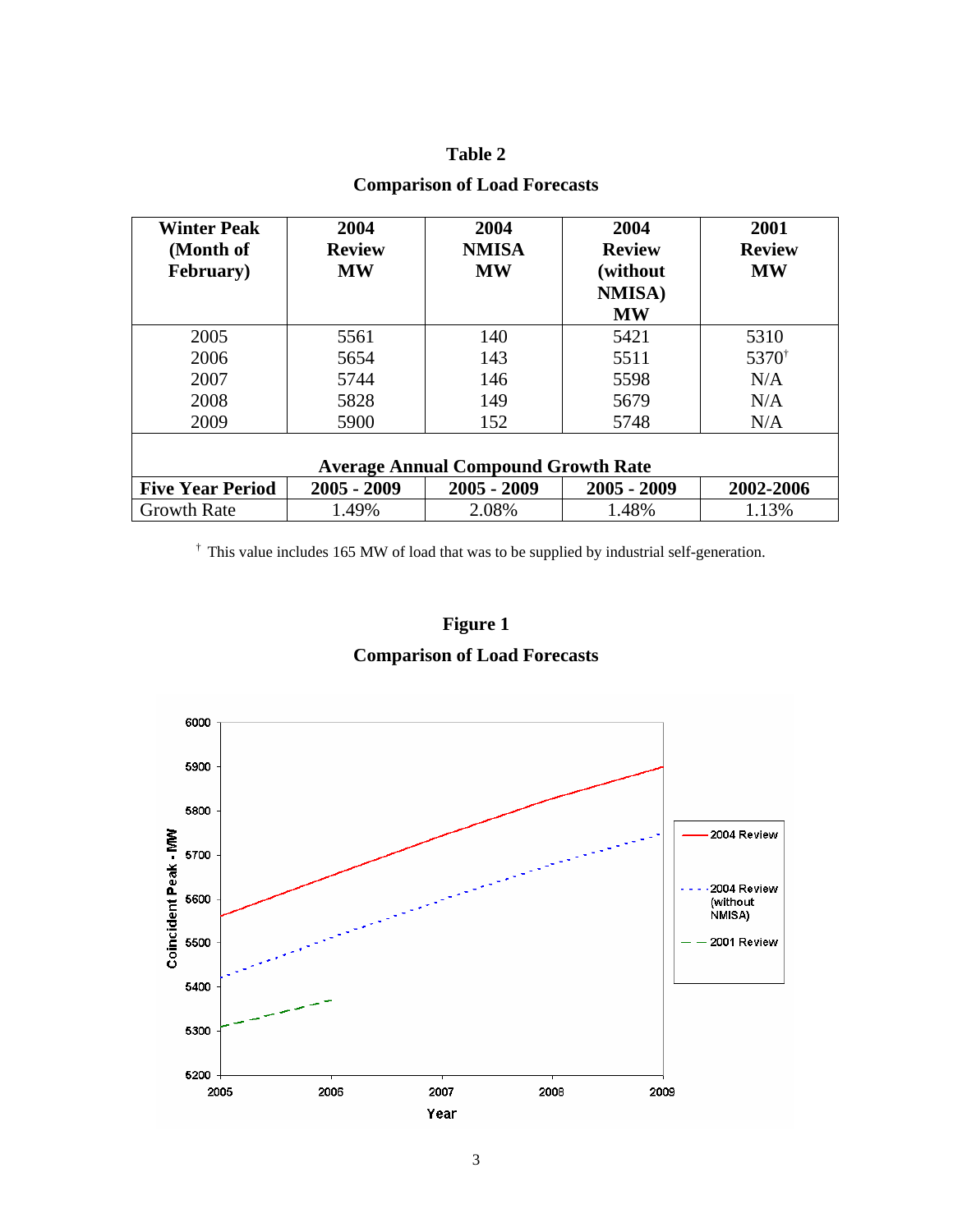**Table 2**

**Comparison of Load Forecasts**

| Winter Peak (Month of February) | 2004 Review MW | 2004 NMISA MW | 2004 Review (without NMISA) MW | 2001 Review MW |
|---|---|---|---|---|
| 2005 | 5561 | 140 | 5421 | 5310 |
| 2006 | 5654 | 143 | 5511 | 5370† |
| 2007 | 5744 | 146 | 5598 | N/A |
| 2008 | 5828 | 149 | 5679 | N/A |
| 2009 | 5900 | 152 | 5748 | N/A |
| **Average Annual Compound Growth Rate** | | | | |
| **Five Year Period** | **2005 - 2009** | **2005 - 2009** | **2005 - 2009** | **2002-2006** |
| Growth Rate | 1.49% | 2.08% | 1.48% | 1.13% |

† This value includes 165 MW of load that was to be supplied by industrial self-generation.

**Figure 1**

**Comparison of Load Forecasts**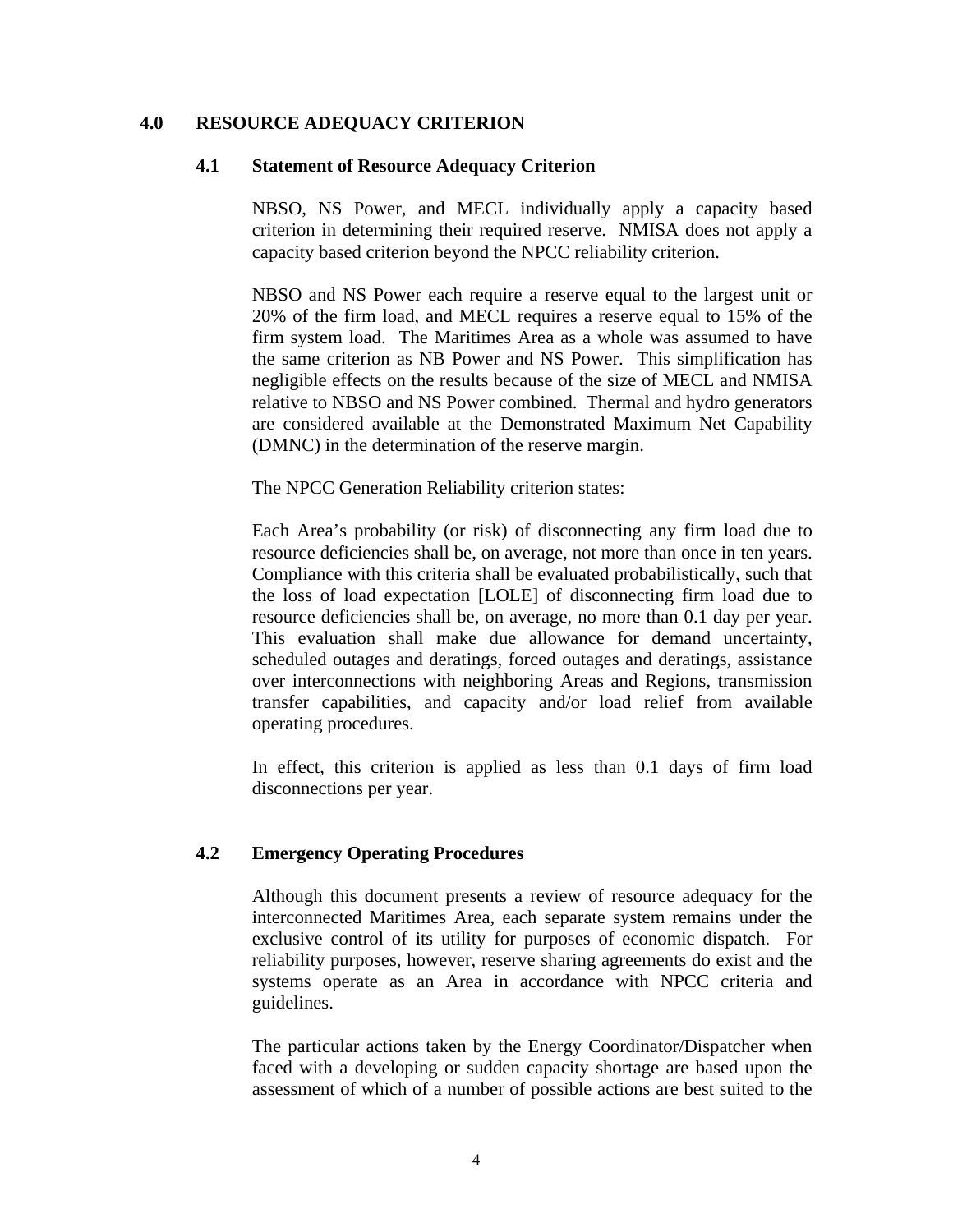## 4.0 RESOURCE ADEQUACY CRITERION

### 4.1 Statement of Resource Adequacy Criterion

NBSO, NS Power, and MECL individually apply a capacity based criterion in determining their required reserve. NMISA does not apply a capacity based criterion beyond the NPCC reliability criterion.

NBSO and NS Power each require a reserve equal to the largest unit or 20% of the firm load, and MECL requires a reserve equal to 15% of the firm system load. The Maritimes Area as a whole was assumed to have the same criterion as NB Power and NS Power. This simplification has negligible effects on the results because of the size of MECL and NMISA relative to NBSO and NS Power combined. Thermal and hydro generators are considered available at the Demonstrated Maximum Net Capability (DMNC) in the determination of the reserve margin.

The NPCC Generation Reliability criterion states:

Each Area's probability (or risk) of disconnecting any firm load due to resource deficiencies shall be, on average, not more than once in ten years. Compliance with this criteria shall be evaluated probabilistically, such that the loss of load expectation [LOLE] of disconnecting firm load due to resource deficiencies shall be, on average, no more than 0.1 day per year. This evaluation shall make due allowance for demand uncertainty, scheduled outages and deratings, forced outages and deratings, assistance over interconnections with neighboring Areas and Regions, transmission transfer capabilities, and capacity and/or load relief from available operating procedures.

In effect, this criterion is applied as less than 0.1 days of firm load disconnections per year.

### 4.2 Emergency Operating Procedures

Although this document presents a review of resource adequacy for the interconnected Maritimes Area, each separate system remains under the exclusive control of its utility for purposes of economic dispatch. For reliability purposes, however, reserve sharing agreements do exist and the systems operate as an Area in accordance with NPCC criteria and guidelines.

The particular actions taken by the Energy Coordinator/Dispatcher when faced with a developing or sudden capacity shortage are based upon the assessment of which of a number of possible actions are best suited to the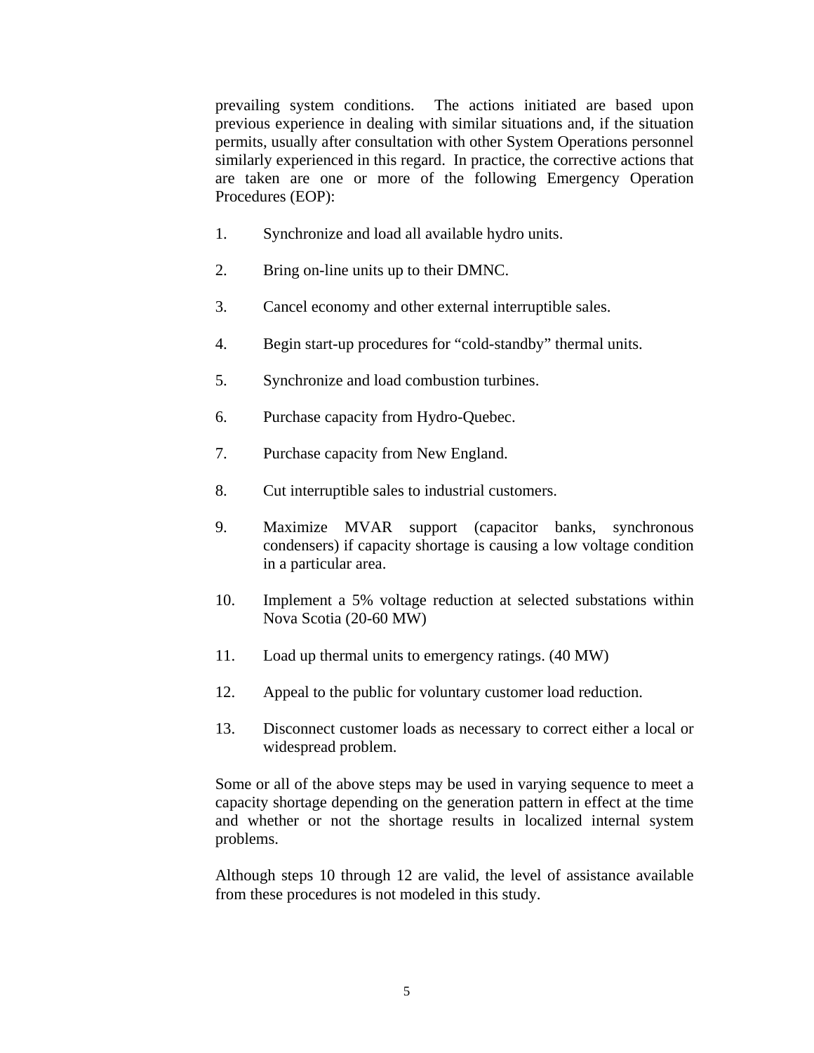prevailing system conditions. The actions initiated are based upon previous experience in dealing with similar situations and, if the situation permits, usually after consultation with other System Operations personnel similarly experienced in this regard. In practice, the corrective actions that are taken are one or more of the following Emergency Operation Procedures (EOP):

1. Synchronize and load all available hydro units.

2. Bring on-line units up to their DMNC.

3. Cancel economy and other external interruptible sales.

4. Begin start-up procedures for "cold-standby" thermal units.

5. Synchronize and load combustion turbines.

6. Purchase capacity from Hydro-Quebec.

7. Purchase capacity from New England.

8. Cut interruptible sales to industrial customers.

9. Maximize MVAR support (capacitor banks, synchronous condensers) if capacity shortage is causing a low voltage condition in a particular area.

10. Implement a 5% voltage reduction at selected substations within Nova Scotia (20-60 MW)

11. Load up thermal units to emergency ratings. (40 MW)

12. Appeal to the public for voluntary customer load reduction.

13. Disconnect customer loads as necessary to correct either a local or widespread problem.

Some or all of the above steps may be used in varying sequence to meet a capacity shortage depending on the generation pattern in effect at the time and whether or not the shortage results in localized internal system problems.

Although steps 10 through 12 are valid, the level of assistance available from these procedures is not modeled in this study.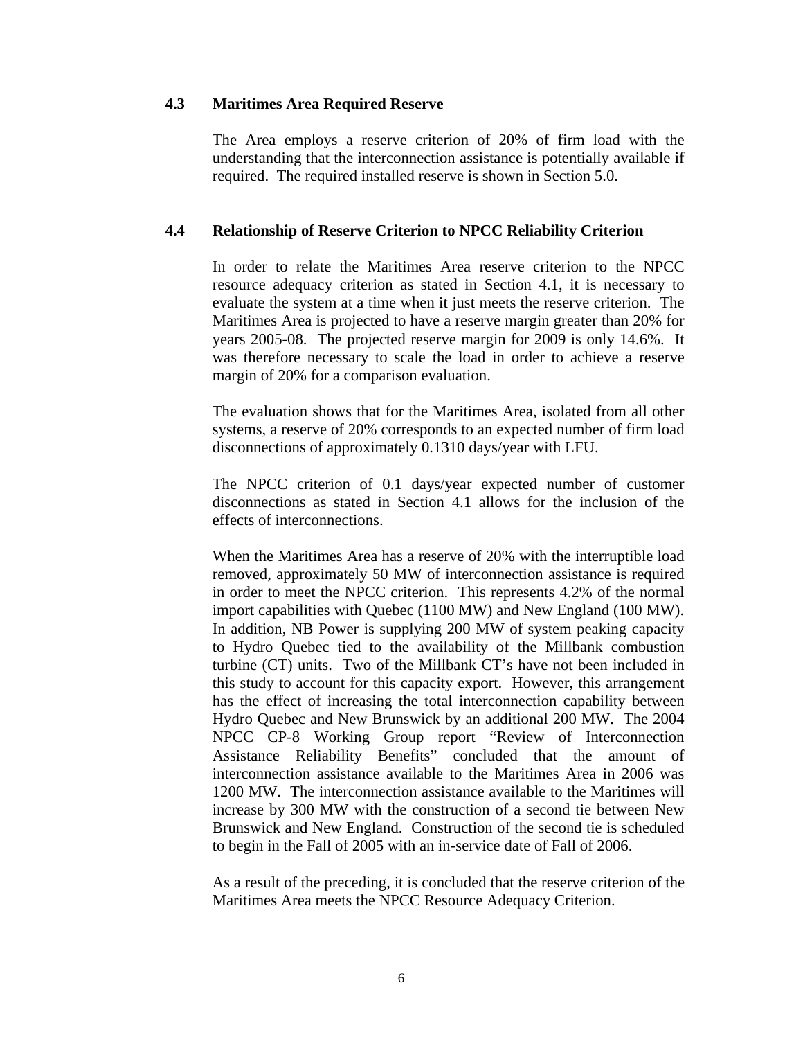### 4.3 Maritimes Area Required Reserve

The Area employs a reserve criterion of 20% of firm load with the understanding that the interconnection assistance is potentially available if required. The required installed reserve is shown in Section 5.0.

### 4.4 Relationship of Reserve Criterion to NPCC Reliability Criterion

In order to relate the Maritimes Area reserve criterion to the NPCC resource adequacy criterion as stated in Section 4.1, it is necessary to evaluate the system at a time when it just meets the reserve criterion. The Maritimes Area is projected to have a reserve margin greater than 20% for years 2005-08. The projected reserve margin for 2009 is only 14.6%. It was therefore necessary to scale the load in order to achieve a reserve margin of 20% for a comparison evaluation.

The evaluation shows that for the Maritimes Area, isolated from all other systems, a reserve of 20% corresponds to an expected number of firm load disconnections of approximately 0.1310 days/year with LFU.

The NPCC criterion of 0.1 days/year expected number of customer disconnections as stated in Section 4.1 allows for the inclusion of the effects of interconnections.

When the Maritimes Area has a reserve of 20% with the interruptible load removed, approximately 50 MW of interconnection assistance is required in order to meet the NPCC criterion. This represents 4.2% of the normal import capabilities with Quebec (1100 MW) and New England (100 MW). In addition, NB Power is supplying 200 MW of system peaking capacity to Hydro Quebec tied to the availability of the Millbank combustion turbine (CT) units. Two of the Millbank CT's have not been included in this study to account for this capacity export. However, this arrangement has the effect of increasing the total interconnection capability between Hydro Quebec and New Brunswick by an additional 200 MW. The 2004 NPCC CP-8 Working Group report "Review of Interconnection Assistance Reliability Benefits" concluded that the amount of interconnection assistance available to the Maritimes Area in 2006 was 1200 MW. The interconnection assistance available to the Maritimes will increase by 300 MW with the construction of a second tie between New Brunswick and New England. Construction of the second tie is scheduled to begin in the Fall of 2005 with an in-service date of Fall of 2006.

As a result of the preceding, it is concluded that the reserve criterion of the Maritimes Area meets the NPCC Resource Adequacy Criterion.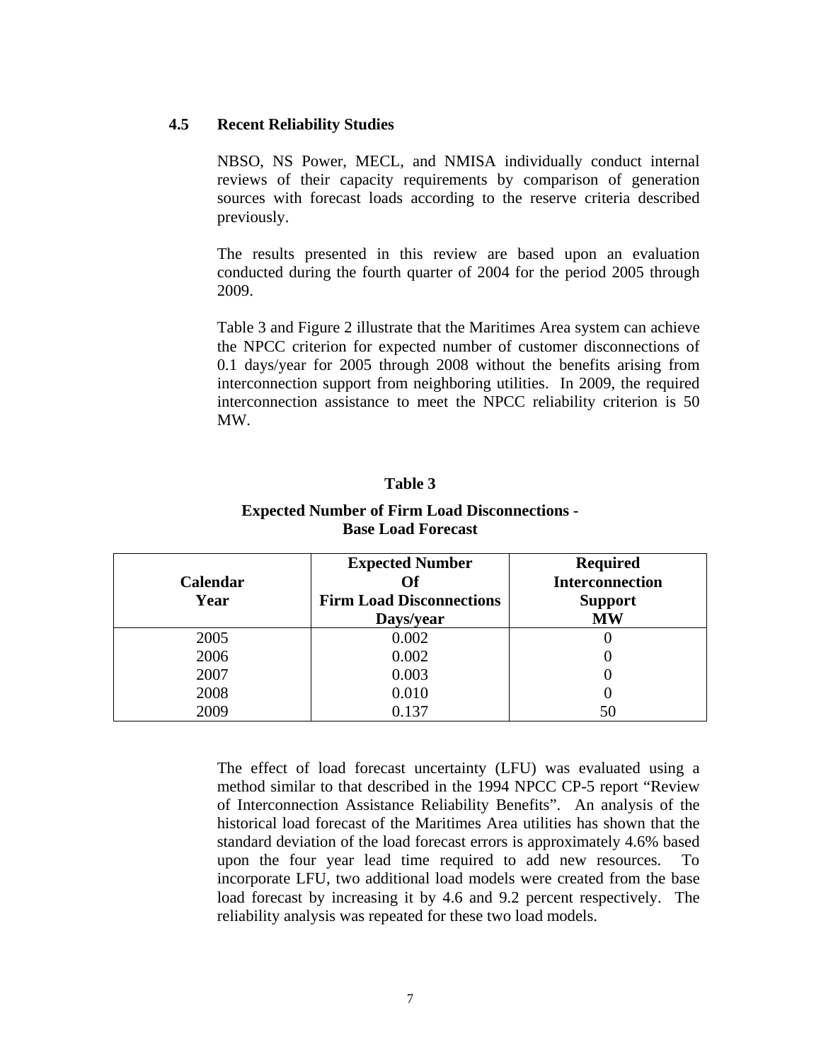## 4.5 Recent Reliability Studies

NBSO, NS Power, MECL, and NMISA individually conduct internal reviews of their capacity requirements by comparison of generation sources with forecast loads according to the reserve criteria described previously.

The results presented in this review are based upon an evaluation conducted during the fourth quarter of 2004 for the period 2005 through 2009.

Table 3 and Figure 2 illustrate that the Maritimes Area system can achieve the NPCC criterion for expected number of customer disconnections of 0.1 days/year for 2005 through 2008 without the benefits arising from interconnection support from neighboring utilities. In 2009, the required interconnection assistance to meet the NPCC reliability criterion is 50 MW.

**Table 3**

**Expected Number of Firm Load Disconnections - Base Load Forecast**

| Calendar Year | Expected Number Of Firm Load Disconnections Days/year | Required Interconnection Support MW |
|---|---|---|
| 2005 | 0.002 | 0 |
| 2006 | 0.002 | 0 |
| 2007 | 0.003 | 0 |
| 2008 | 0.010 | 0 |
| 2009 | 0.137 | 50 |

The effect of load forecast uncertainty (LFU) was evaluated using a method similar to that described in the 1994 NPCC CP-5 report "Review of Interconnection Assistance Reliability Benefits". An analysis of the historical load forecast of the Maritimes Area utilities has shown that the standard deviation of the load forecast errors is approximately 4.6% based upon the four year lead time required to add new resources. To incorporate LFU, two additional load models were created from the base load forecast by increasing it by 4.6 and 9.2 percent respectively. The reliability analysis was repeated for these two load models.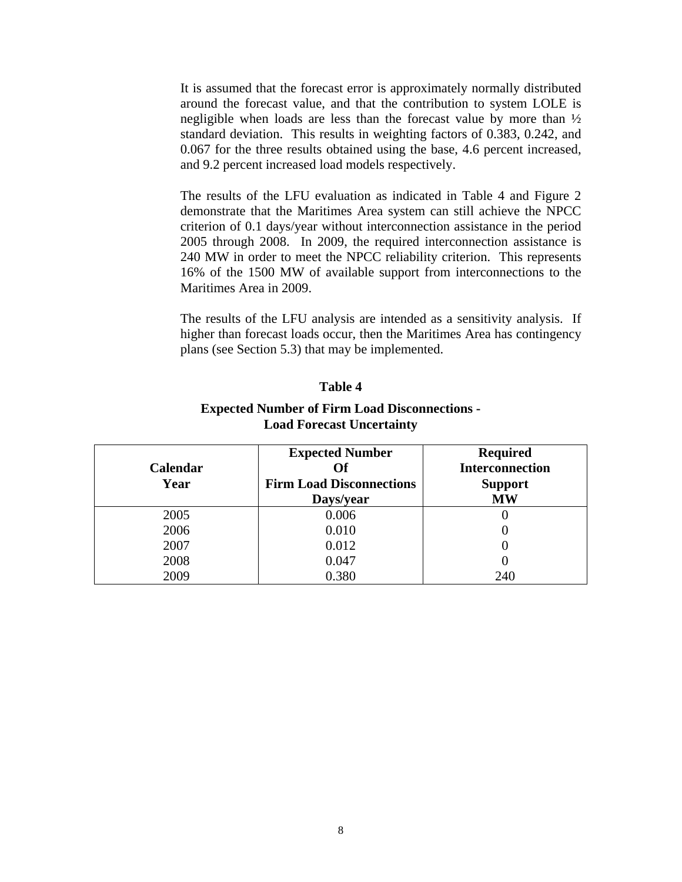It is assumed that the forecast error is approximately normally distributed around the forecast value, and that the contribution to system LOLE is negligible when loads are less than the forecast value by more than ½ standard deviation. This results in weighting factors of 0.383, 0.242, and 0.067 for the three results obtained using the base, 4.6 percent increased, and 9.2 percent increased load models respectively.

The results of the LFU evaluation as indicated in Table 4 and Figure 2 demonstrate that the Maritimes Area system can still achieve the NPCC criterion of 0.1 days/year without interconnection assistance in the period 2005 through 2008. In 2009, the required interconnection assistance is 240 MW in order to meet the NPCC reliability criterion. This represents 16% of the 1500 MW of available support from interconnections to the Maritimes Area in 2009.

The results of the LFU analysis are intended as a sensitivity analysis. If higher than forecast loads occur, then the Maritimes Area has contingency plans (see Section 5.3) that may be implemented.

**Table 4**

**Expected Number of Firm Load Disconnections - Load Forecast Uncertainty**

| Calendar Year | Expected Number Of Firm Load Disconnections Days/year | Required Interconnection Support MW |
|---|---|---|
| 2005 | 0.006 | 0 |
| 2006 | 0.010 | 0 |
| 2007 | 0.012 | 0 |
| 2008 | 0.047 | 0 |
| 2009 | 0.380 | 240 |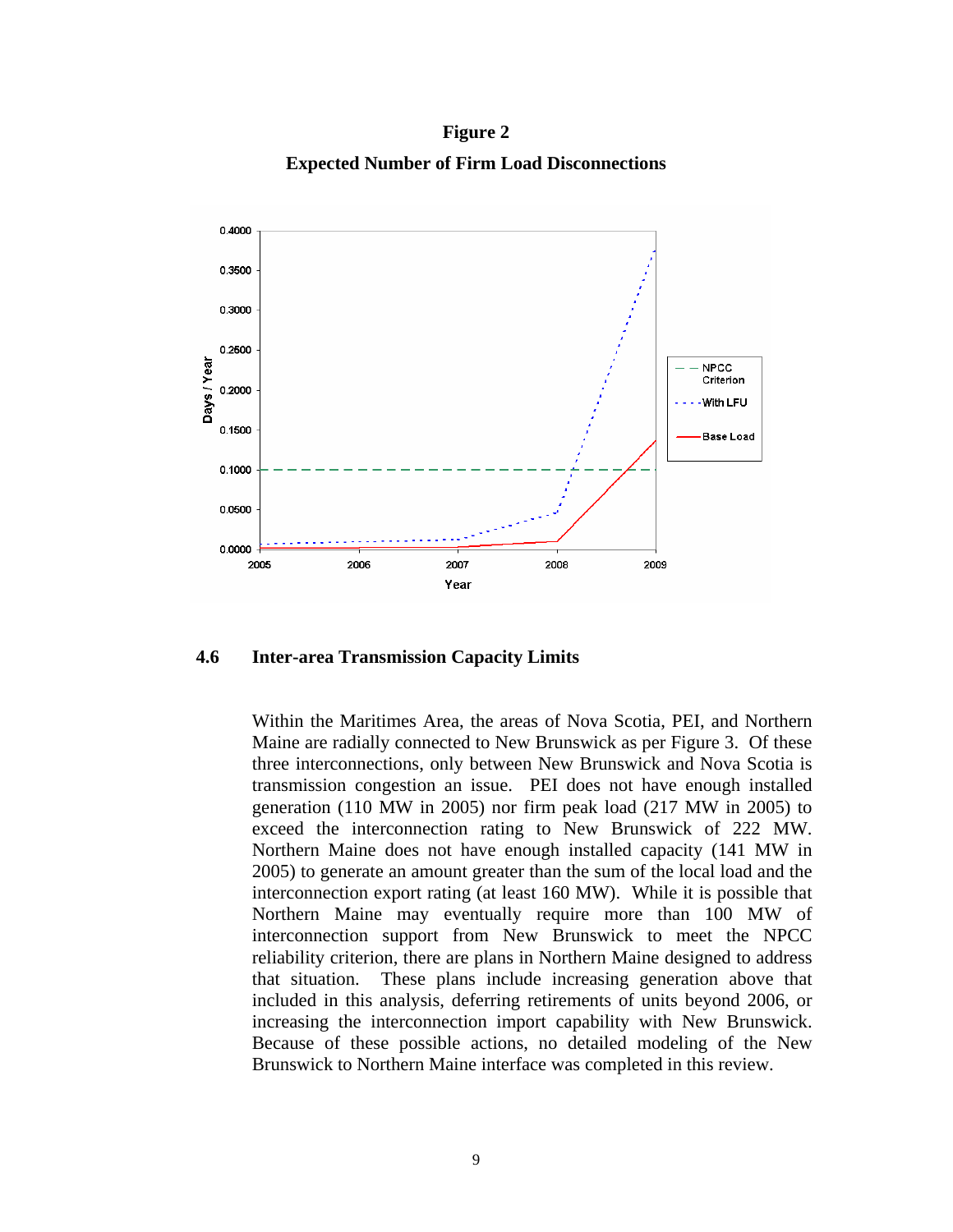**Figure 2**

**Expected Number of Firm Load Disconnections**

### 4.6 Inter-area Transmission Capacity Limits

Within the Maritimes Area, the areas of Nova Scotia, PEI, and Northern Maine are radially connected to New Brunswick as per Figure 3. Of these three interconnections, only between New Brunswick and Nova Scotia is transmission congestion an issue. PEI does not have enough installed generation (110 MW in 2005) nor firm peak load (217 MW in 2005) to exceed the interconnection rating to New Brunswick of 222 MW. Northern Maine does not have enough installed capacity (141 MW in 2005) to generate an amount greater than the sum of the local load and the interconnection export rating (at least 160 MW). While it is possible that Northern Maine may eventually require more than 100 MW of interconnection support from New Brunswick to meet the NPCC reliability criterion, there are plans in Northern Maine designed to address that situation. These plans include increasing generation above that included in this analysis, deferring retirements of units beyond 2006, or increasing the interconnection import capability with New Brunswick. Because of these possible actions, no detailed modeling of the New Brunswick to Northern Maine interface was completed in this review.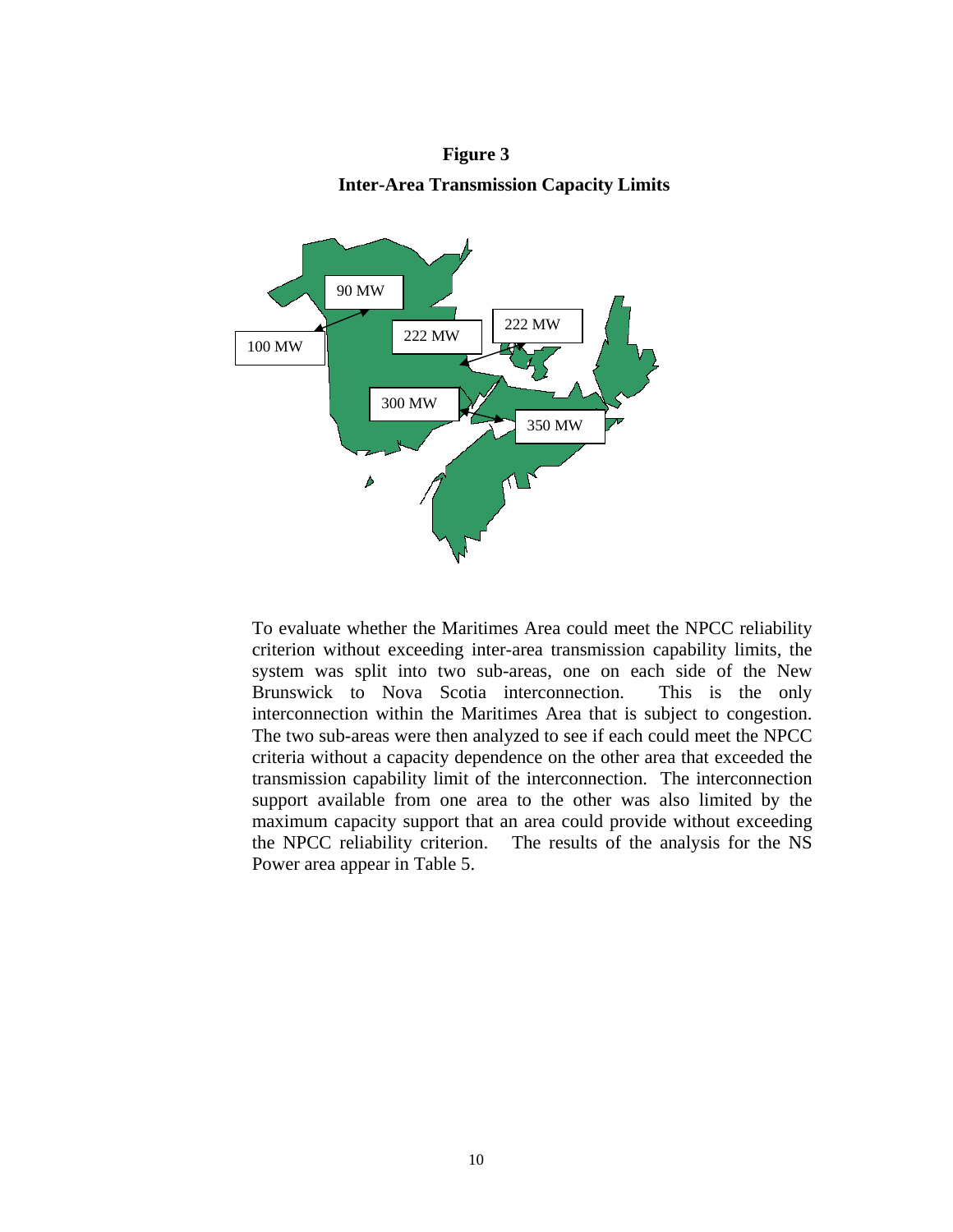**Figure 3**

**Inter-Area Transmission Capacity Limits**

90 MW

100 MW

222 MW

222 MW

300 MW

350 MW

To evaluate whether the Maritimes Area could meet the NPCC reliability criterion without exceeding inter-area transmission capability limits, the system was split into two sub-areas, one on each side of the New Brunswick to Nova Scotia interconnection. This is the only interconnection within the Maritimes Area that is subject to congestion. The two sub-areas were then analyzed to see if each could meet the NPCC criteria without a capacity dependence on the other area that exceeded the transmission capability limit of the interconnection. The interconnection support available from one area to the other was also limited by the maximum capacity support that an area could provide without exceeding the NPCC reliability criterion. The results of the analysis for the NS Power area appear in Table 5.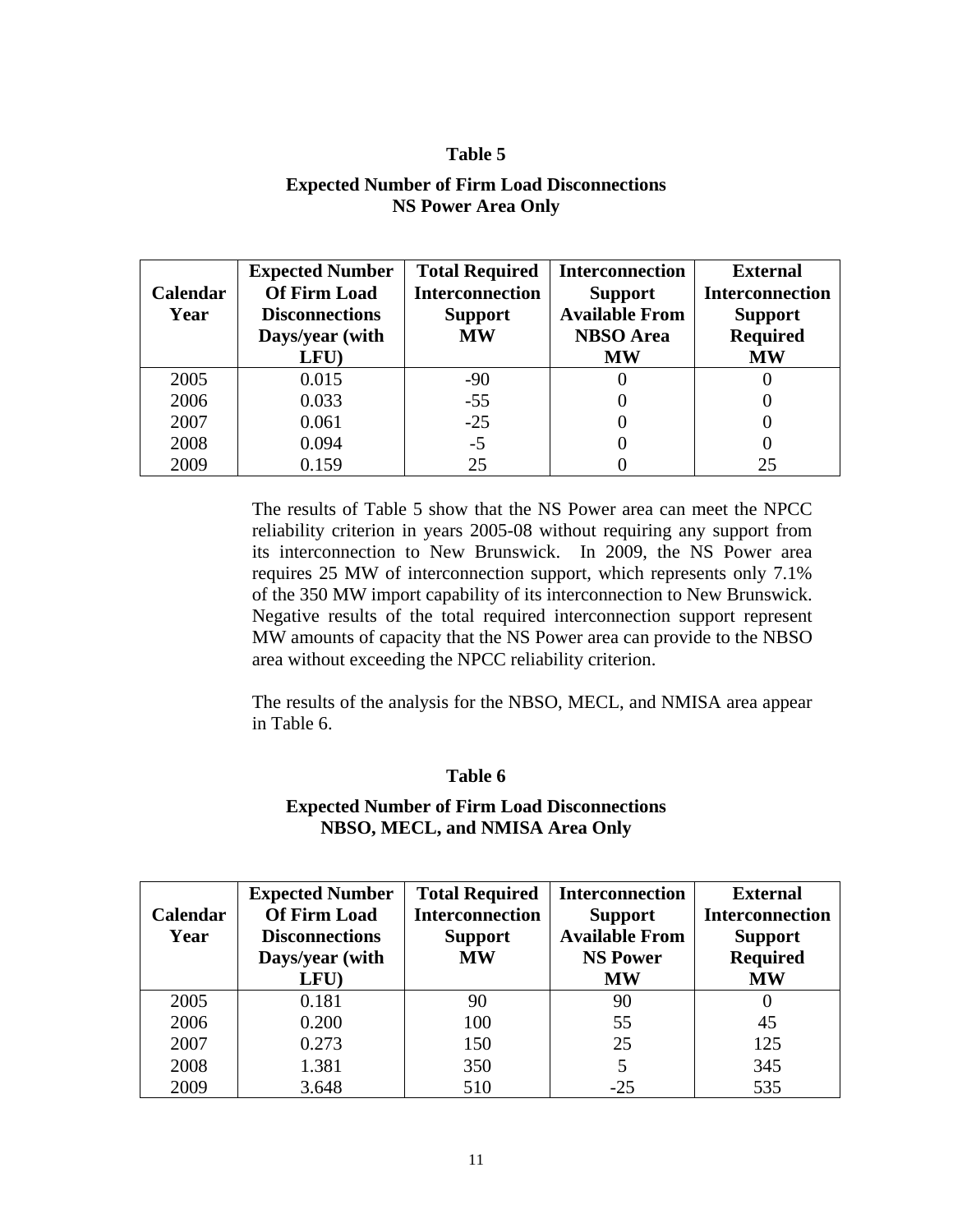**Table 5**

**Expected Number of Firm Load Disconnections**
**NS Power Area Only**

| Calendar Year | Expected Number Of Firm Load Disconnections Days/year (with LFU) | Total Required Interconnection Support MW | Interconnection Support Available From NBSO Area MW | External Interconnection Support Required MW |
|---|---|---|---|---|
| 2005 | 0.015 | -90 | 0 | 0 |
| 2006 | 0.033 | -55 | 0 | 0 |
| 2007 | 0.061 | -25 | 0 | 0 |
| 2008 | 0.094 | -5 | 0 | 0 |
| 2009 | 0.159 | 25 | 0 | 25 |

The results of Table 5 show that the NS Power area can meet the NPCC reliability criterion in years 2005-08 without requiring any support from its interconnection to New Brunswick. In 2009, the NS Power area requires 25 MW of interconnection support, which represents only 7.1% of the 350 MW import capability of its interconnection to New Brunswick. Negative results of the total required interconnection support represent MW amounts of capacity that the NS Power area can provide to the NBSO area without exceeding the NPCC reliability criterion.

The results of the analysis for the NBSO, MECL, and NMISA area appear in Table 6.

**Table 6**

**Expected Number of Firm Load Disconnections**
**NBSO, MECL, and NMISA Area Only**

| Calendar Year | Expected Number Of Firm Load Disconnections Days/year (with LFU) | Total Required Interconnection Support MW | Interconnection Support Available From NS Power MW | External Interconnection Support Required MW |
|---|---|---|---|---|
| 2005 | 0.181 | 90 | 90 | 0 |
| 2006 | 0.200 | 100 | 55 | 45 |
| 2007 | 0.273 | 150 | 25 | 125 |
| 2008 | 1.381 | 350 | 5 | 345 |
| 2009 | 3.648 | 510 | -25 | 535 |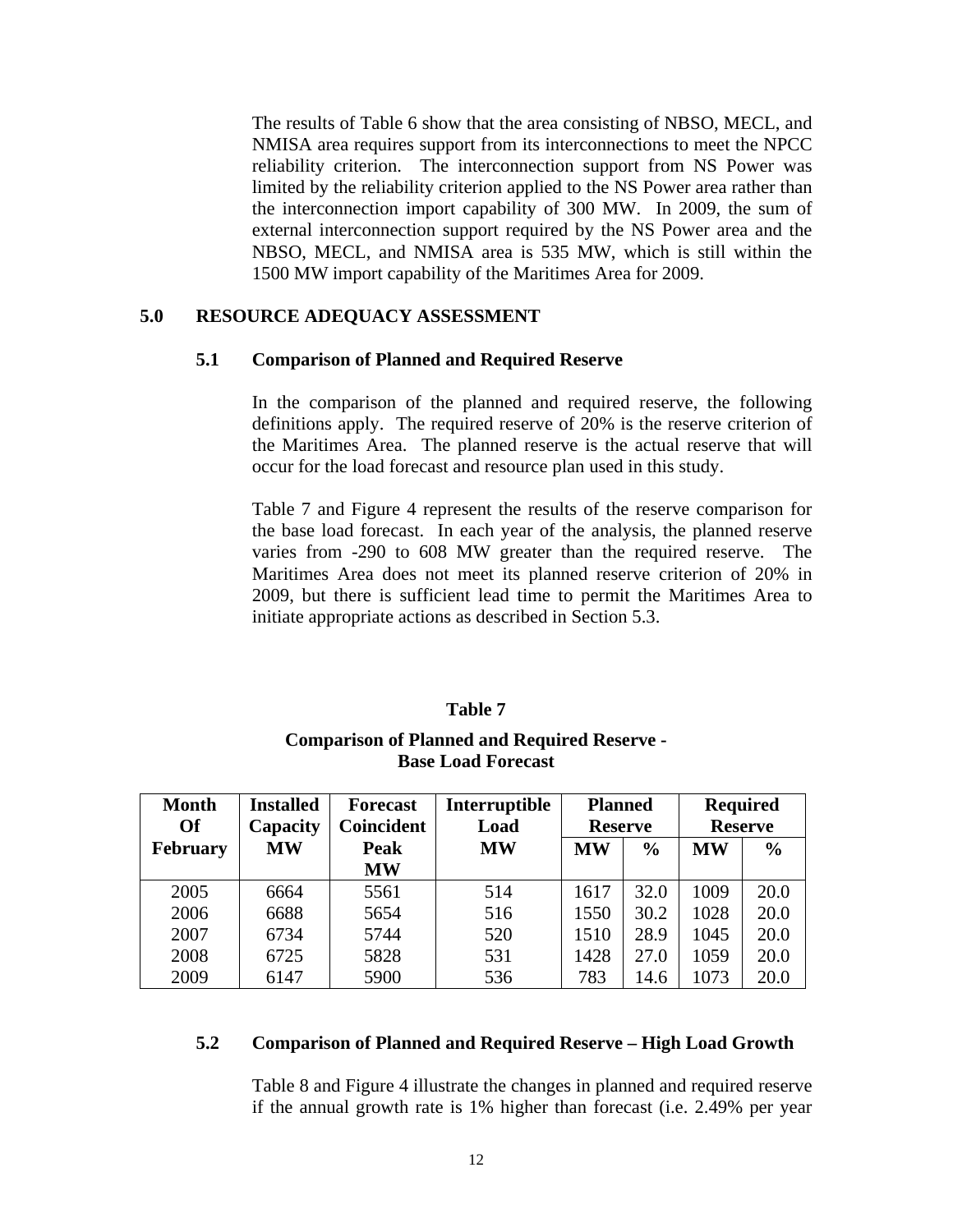The results of Table 6 show that the area consisting of NBSO, MECL, and NMISA area requires support from its interconnections to meet the NPCC reliability criterion. The interconnection support from NS Power was limited by the reliability criterion applied to the NS Power area rather than the interconnection import capability of 300 MW. In 2009, the sum of external interconnection support required by the NS Power area and the NBSO, MECL, and NMISA area is 535 MW, which is still within the 1500 MW import capability of the Maritimes Area for 2009.

## 5.0 RESOURCE ADEQUACY ASSESSMENT

### 5.1 Comparison of Planned and Required Reserve

In the comparison of the planned and required reserve, the following definitions apply. The required reserve of 20% is the reserve criterion of the Maritimes Area. The planned reserve is the actual reserve that will occur for the load forecast and resource plan used in this study.

Table 7 and Figure 4 represent the results of the reserve comparison for the base load forecast. In each year of the analysis, the planned reserve varies from -290 to 608 MW greater than the required reserve. The Maritimes Area does not meet its planned reserve criterion of 20% in 2009, but there is sufficient lead time to permit the Maritimes Area to initiate appropriate actions as described in Section 5.3.

**Table 7**

**Comparison of Planned and Required Reserve - Base Load Forecast**

| Month Of February | Installed Capacity MW | Forecast Coincident Peak MW | Interruptible Load MW | Planned Reserve | | Required Reserve | |
|---|---|---|---|---|---|---|---|
| | | | | MW | % | MW | % |
| 2005 | 6664 | 5561 | 514 | 1617 | 32.0 | 1009 | 20.0 |
| 2006 | 6688 | 5654 | 516 | 1550 | 30.2 | 1028 | 20.0 |
| 2007 | 6734 | 5744 | 520 | 1510 | 28.9 | 1045 | 20.0 |
| 2008 | 6725 | 5828 | 531 | 1428 | 27.0 | 1059 | 20.0 |
| 2009 | 6147 | 5900 | 536 | 783 | 14.6 | 1073 | 20.0 |

### 5.2 Comparison of Planned and Required Reserve – High Load Growth

Table 8 and Figure 4 illustrate the changes in planned and required reserve if the annual growth rate is 1% higher than forecast (i.e. 2.49% per year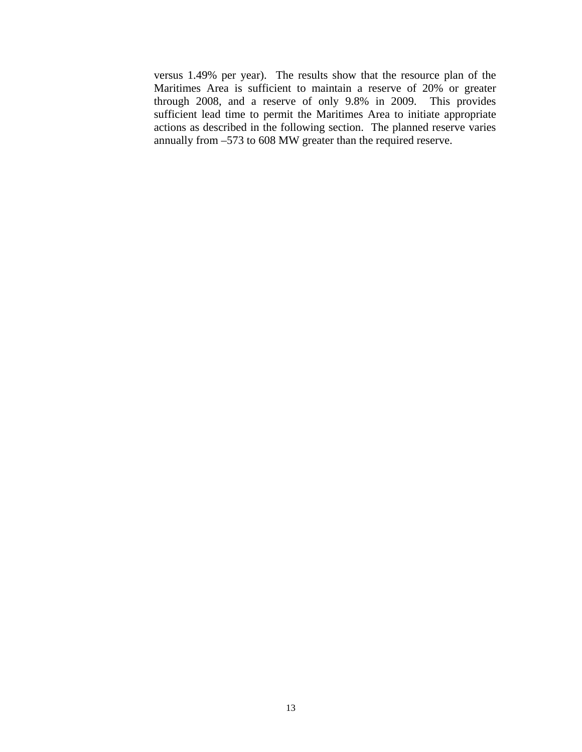versus 1.49% per year). The results show that the resource plan of the Maritimes Area is sufficient to maintain a reserve of 20% or greater through 2008, and a reserve of only 9.8% in 2009. This provides sufficient lead time to permit the Maritimes Area to initiate appropriate actions as described in the following section. The planned reserve varies annually from –573 to 608 MW greater than the required reserve.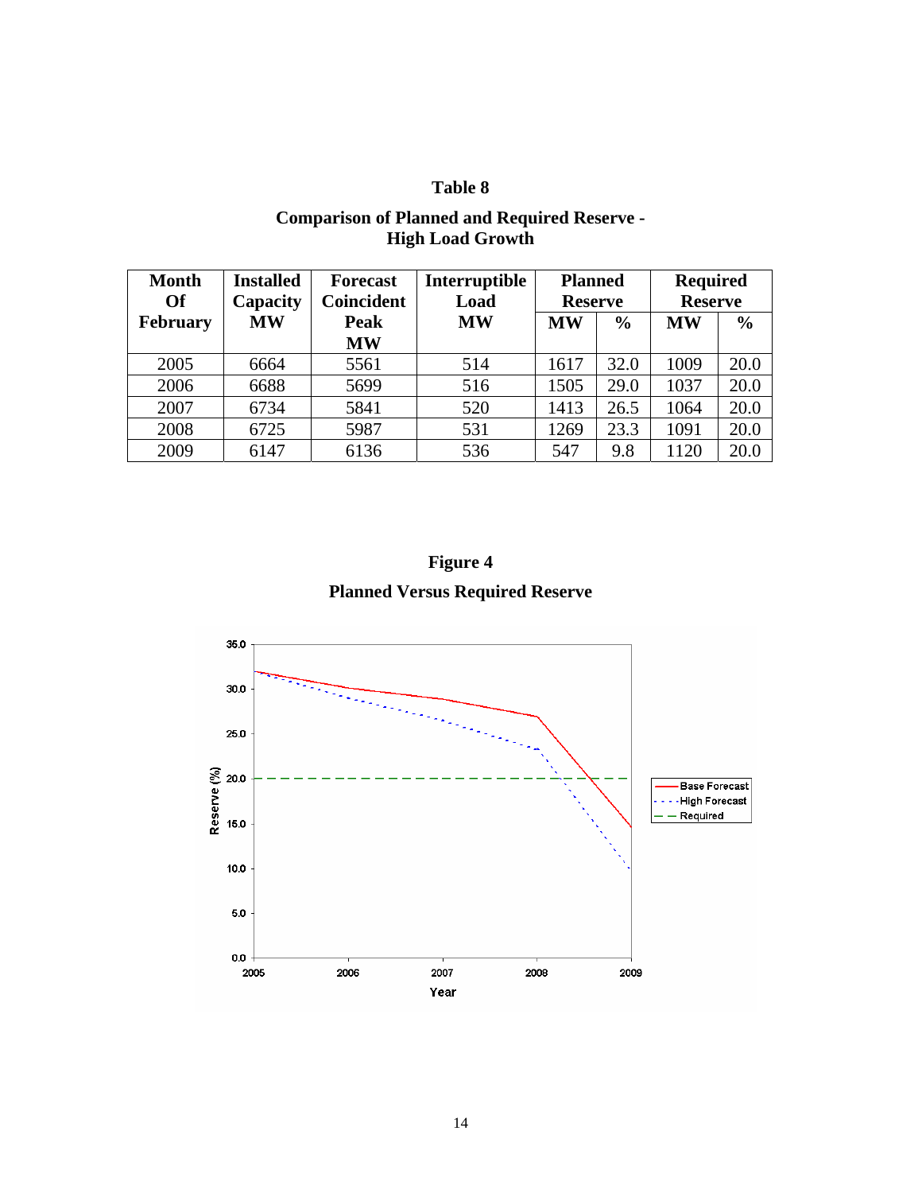**Table 8**

**Comparison of Planned and Required Reserve - High Load Growth**

| Month Of February | Installed Capacity MW | Forecast Coincident Peak MW | Interruptible Load MW | Planned Reserve | | Required Reserve | |
|---|---|---|---|---|---|---|---|
| | | | | MW | % | MW | % |
| 2005 | 6664 | 5561 | 514 | 1617 | 32.0 | 1009 | 20.0 |
| 2006 | 6688 | 5699 | 516 | 1505 | 29.0 | 1037 | 20.0 |
| 2007 | 6734 | 5841 | 520 | 1413 | 26.5 | 1064 | 20.0 |
| 2008 | 6725 | 5987 | 531 | 1269 | 23.3 | 1091 | 20.0 |
| 2009 | 6147 | 6136 | 536 | 547 | 9.8 | 1120 | 20.0 |

**Figure 4**

**Planned Versus Required Reserve**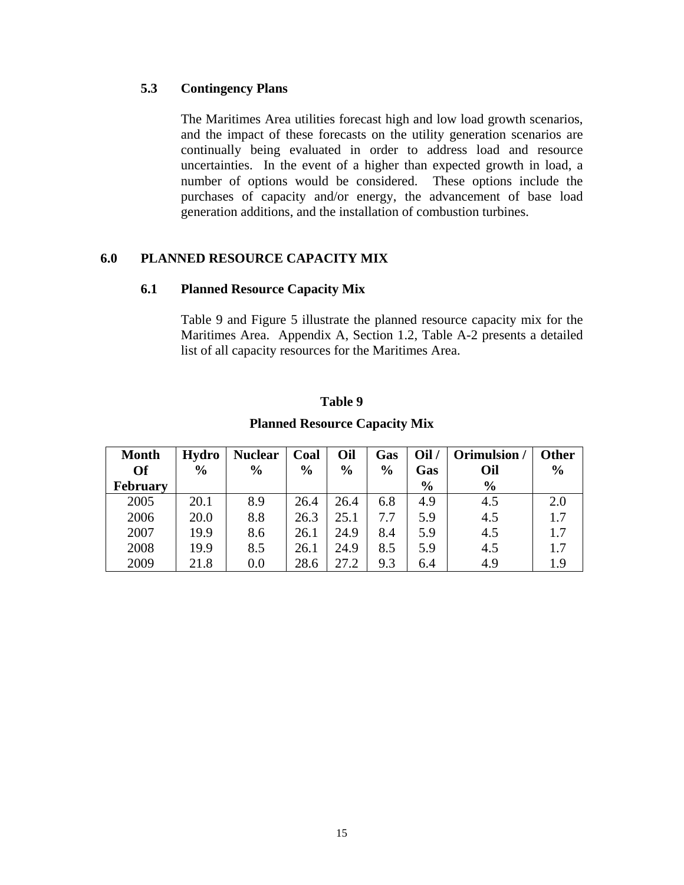### 5.3 Contingency Plans

The Maritimes Area utilities forecast high and low load growth scenarios, and the impact of these forecasts on the utility generation scenarios are continually being evaluated in order to address load and resource uncertainties. In the event of a higher than expected growth in load, a number of options would be considered. These options include the purchases of capacity and/or energy, the advancement of base load generation additions, and the installation of combustion turbines.

## 6.0 PLANNED RESOURCE CAPACITY MIX

### 6.1 Planned Resource Capacity Mix

Table 9 and Figure 5 illustrate the planned resource capacity mix for the Maritimes Area. Appendix A, Section 1.2, Table A-2 presents a detailed list of all capacity resources for the Maritimes Area.

**Table 9**

**Planned Resource Capacity Mix**

| Month Of February | Hydro % | Nuclear % | Coal % | Oil % | Gas % | Oil / Gas % | Orimulsion / Oil % | Other % |
|---|---|---|---|---|---|---|---|---|
| 2005 | 20.1 | 8.9 | 26.4 | 26.4 | 6.8 | 4.9 | 4.5 | 2.0 |
| 2006 | 20.0 | 8.8 | 26.3 | 25.1 | 7.7 | 5.9 | 4.5 | 1.7 |
| 2007 | 19.9 | 8.6 | 26.1 | 24.9 | 8.4 | 5.9 | 4.5 | 1.7 |
| 2008 | 19.9 | 8.5 | 26.1 | 24.9 | 8.5 | 5.9 | 4.5 | 1.7 |
| 2009 | 21.8 | 0.0 | 28.6 | 27.2 | 9.3 | 6.4 | 4.9 | 1.9 |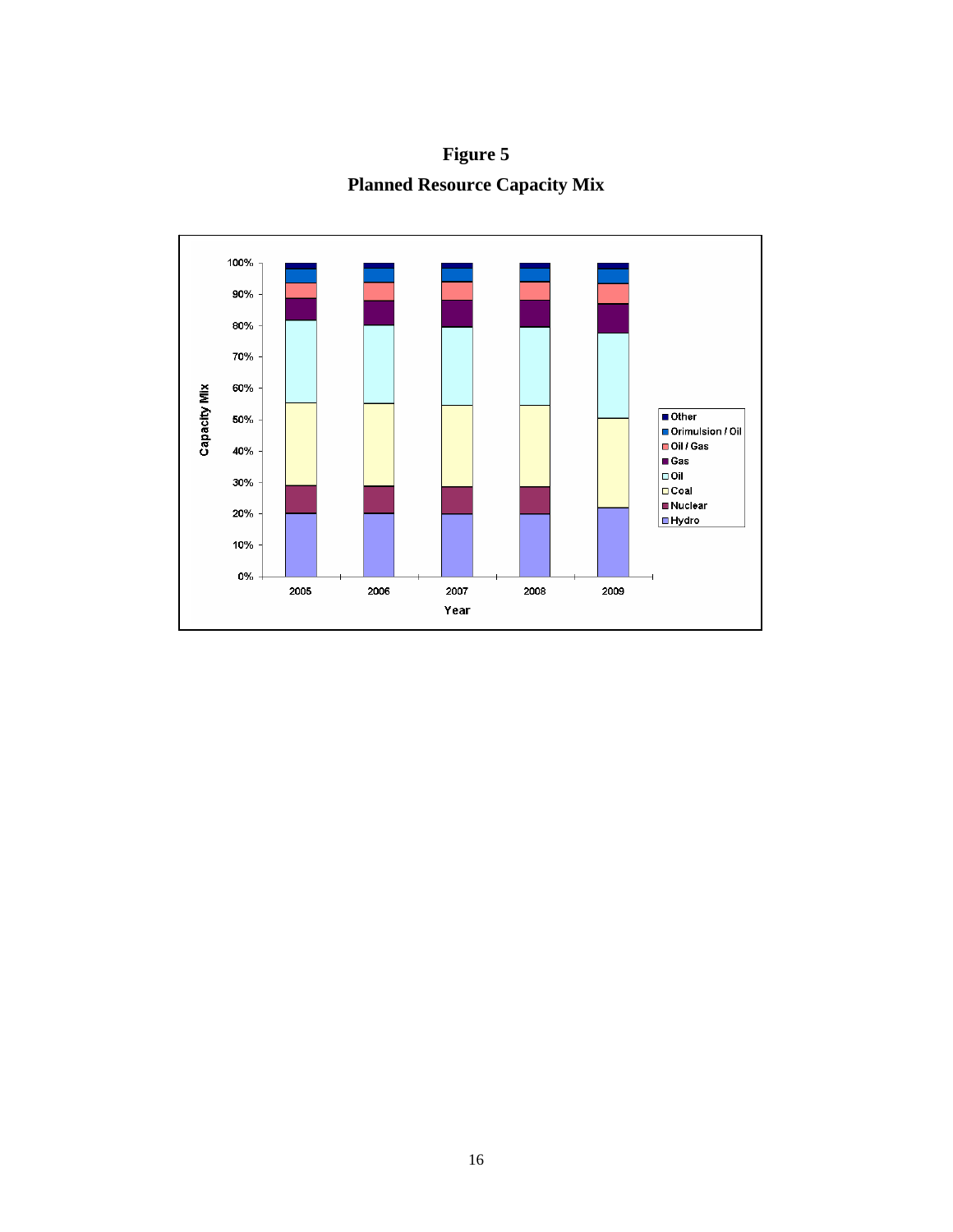**Figure 5**

**Planned Resource Capacity Mix**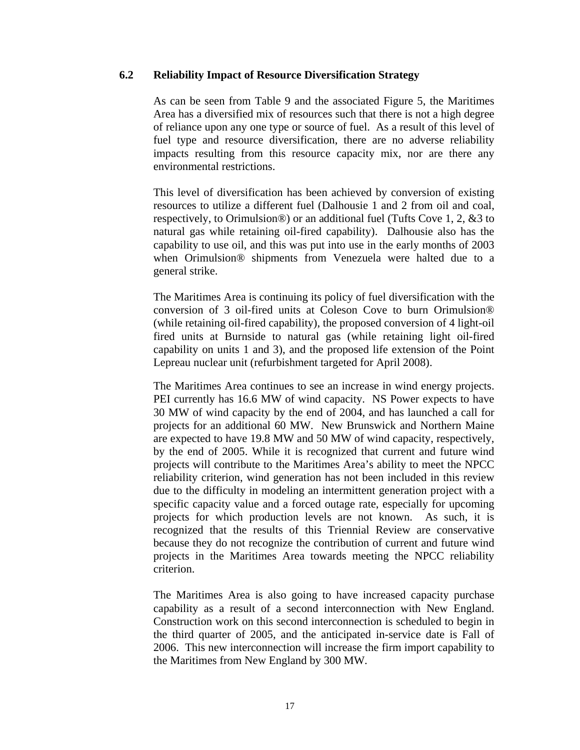### 6.2 Reliability Impact of Resource Diversification Strategy

As can be seen from Table 9 and the associated Figure 5, the Maritimes Area has a diversified mix of resources such that there is not a high degree of reliance upon any one type or source of fuel. As a result of this level of fuel type and resource diversification, there are no adverse reliability impacts resulting from this resource capacity mix, nor are there any environmental restrictions.

This level of diversification has been achieved by conversion of existing resources to utilize a different fuel (Dalhousie 1 and 2 from oil and coal, respectively, to Orimulsion®) or an additional fuel (Tufts Cove 1, 2, &3 to natural gas while retaining oil-fired capability). Dalhousie also has the capability to use oil, and this was put into use in the early months of 2003 when Orimulsion® shipments from Venezuela were halted due to a general strike.

The Maritimes Area is continuing its policy of fuel diversification with the conversion of 3 oil-fired units at Coleson Cove to burn Orimulsion® (while retaining oil-fired capability), the proposed conversion of 4 light-oil fired units at Burnside to natural gas (while retaining light oil-fired capability on units 1 and 3), and the proposed life extension of the Point Lepreau nuclear unit (refurbishment targeted for April 2008).

The Maritimes Area continues to see an increase in wind energy projects. PEI currently has 16.6 MW of wind capacity. NS Power expects to have 30 MW of wind capacity by the end of 2004, and has launched a call for projects for an additional 60 MW. New Brunswick and Northern Maine are expected to have 19.8 MW and 50 MW of wind capacity, respectively, by the end of 2005. While it is recognized that current and future wind projects will contribute to the Maritimes Area's ability to meet the NPCC reliability criterion, wind generation has not been included in this review due to the difficulty in modeling an intermittent generation project with a specific capacity value and a forced outage rate, especially for upcoming projects for which production levels are not known. As such, it is recognized that the results of this Triennial Review are conservative because they do not recognize the contribution of current and future wind projects in the Maritimes Area towards meeting the NPCC reliability criterion.

The Maritimes Area is also going to have increased capacity purchase capability as a result of a second interconnection with New England. Construction work on this second interconnection is scheduled to begin in the third quarter of 2005, and the anticipated in-service date is Fall of 2006. This new interconnection will increase the firm import capability to the Maritimes from New England by 300 MW.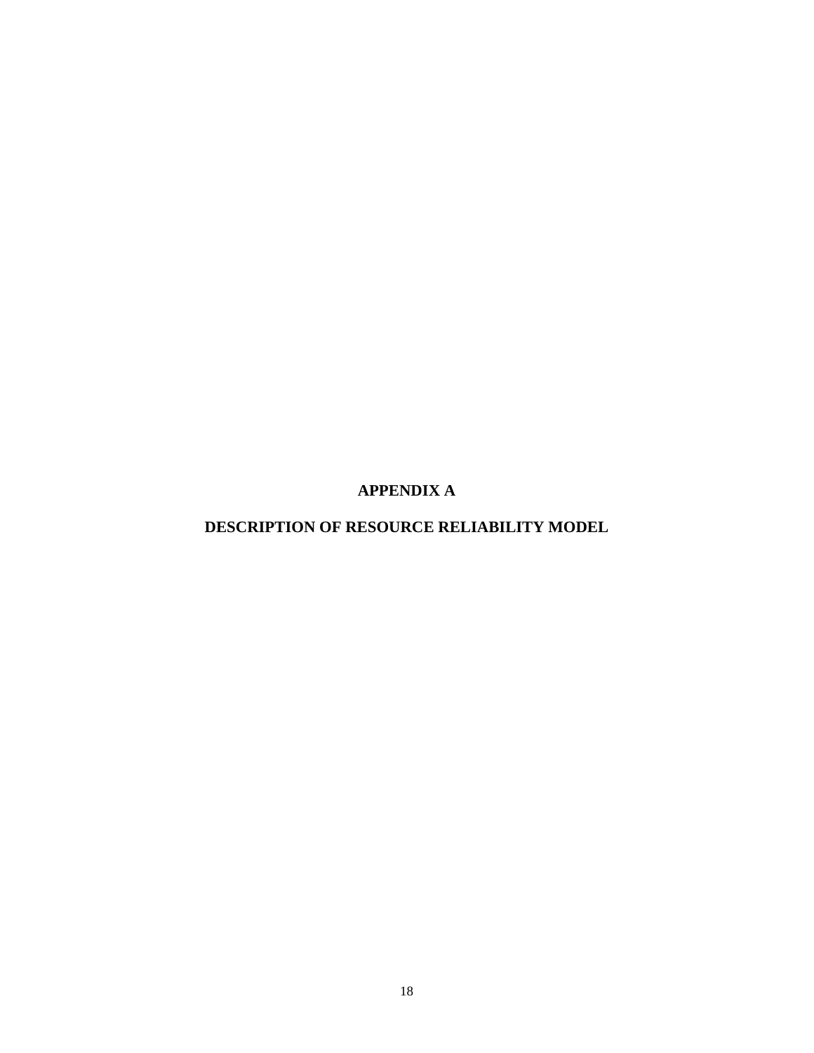# APPENDIX A

# DESCRIPTION OF RESOURCE RELIABILITY MODEL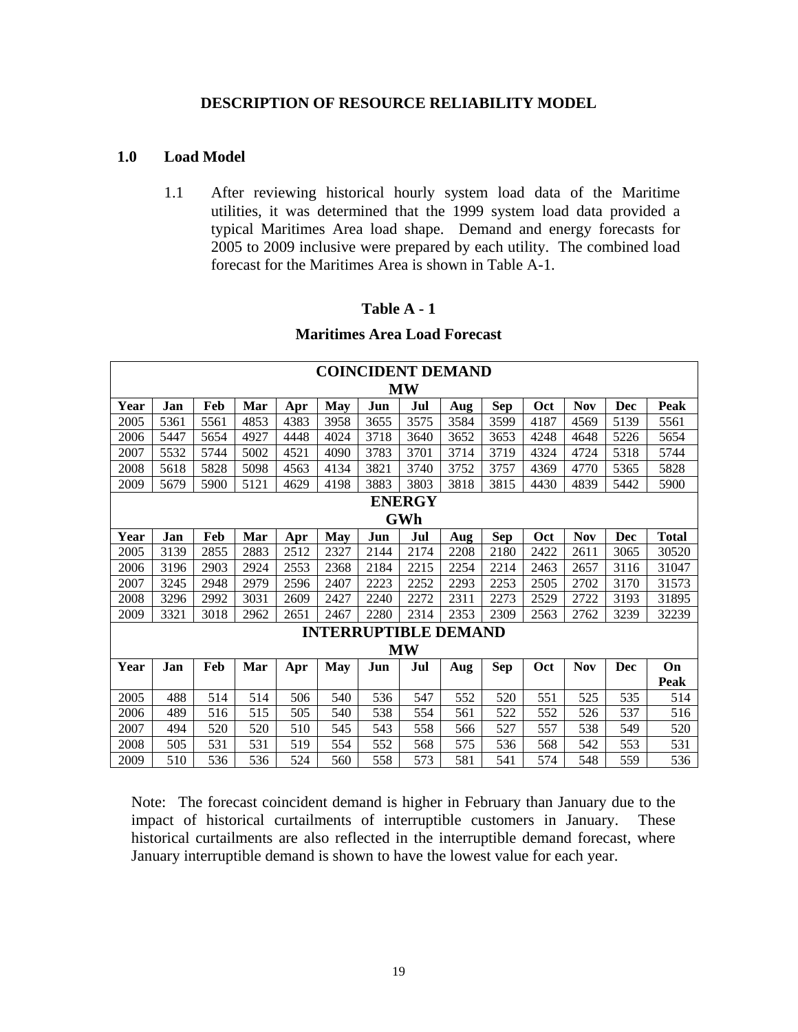# DESCRIPTION OF RESOURCE RELIABILITY MODEL

## 1.0 Load Model

1.1 After reviewing historical hourly system load data of the Maritime utilities, it was determined that the 1999 system load data provided a typical Maritimes Area load shape. Demand and energy forecasts for 2005 to 2009 inclusive were prepared by each utility. The combined load forecast for the Maritimes Area is shown in Table A-1.

**Table A - 1**

**Maritimes Area Load Forecast**

| COINCIDENT DEMAND MW | | | | | | | | | | | | | |
|---|---|---|---|---|---|---|---|---|---|---|---|---|---|
| **Year** | **Jan** | **Feb** | **Mar** | **Apr** | **May** | **Jun** | **Jul** | **Aug** | **Sep** | **Oct** | **Nov** | **Dec** | **Peak** |
| 2005 | 5361 | 5561 | 4853 | 4383 | 3958 | 3655 | 3575 | 3584 | 3599 | 4187 | 4569 | 5139 | 5561 |
| 2006 | 5447 | 5654 | 4927 | 4448 | 4024 | 3718 | 3640 | 3652 | 3653 | 4248 | 4648 | 5226 | 5654 |
| 2007 | 5532 | 5744 | 5002 | 4521 | 4090 | 3783 | 3701 | 3714 | 3719 | 4324 | 4724 | 5318 | 5744 |
| 2008 | 5618 | 5828 | 5098 | 4563 | 4134 | 3821 | 3740 | 3752 | 3757 | 4369 | 4770 | 5365 | 5828 |
| 2009 | 5679 | 5900 | 5121 | 4629 | 4198 | 3883 | 3803 | 3818 | 3815 | 4430 | 4839 | 5442 | 5900 |
| **ENERGY GWh** | | | | | | | | | | | | | |
| **Year** | **Jan** | **Feb** | **Mar** | **Apr** | **May** | **Jun** | **Jul** | **Aug** | **Sep** | **Oct** | **Nov** | **Dec** | **Total** |
| 2005 | 3139 | 2855 | 2883 | 2512 | 2327 | 2144 | 2174 | 2208 | 2180 | 2422 | 2611 | 3065 | 30520 |
| 2006 | 3196 | 2903 | 2924 | 2553 | 2368 | 2184 | 2215 | 2254 | 2214 | 2463 | 2657 | 3116 | 31047 |
| 2007 | 3245 | 2948 | 2979 | 2596 | 2407 | 2223 | 2252 | 2293 | 2253 | 2505 | 2702 | 3170 | 31573 |
| 2008 | 3296 | 2992 | 3031 | 2609 | 2427 | 2240 | 2272 | 2311 | 2273 | 2529 | 2722 | 3193 | 31895 |
| 2009 | 3321 | 3018 | 2962 | 2651 | 2467 | 2280 | 2314 | 2353 | 2309 | 2563 | 2762 | 3239 | 32239 |
| **INTERRUPTIBLE DEMAND MW** | | | | | | | | | | | | | |
| **Year** | **Jan** | **Feb** | **Mar** | **Apr** | **May** | **Jun** | **Jul** | **Aug** | **Sep** | **Oct** | **Nov** | **Dec** | **On Peak** |
| 2005 | 488 | 514 | 514 | 506 | 540 | 536 | 547 | 552 | 520 | 551 | 525 | 535 | 514 |
| 2006 | 489 | 516 | 515 | 505 | 540 | 538 | 554 | 561 | 522 | 552 | 526 | 537 | 516 |
| 2007 | 494 | 520 | 520 | 510 | 545 | 543 | 558 | 566 | 527 | 557 | 538 | 549 | 520 |
| 2008 | 505 | 531 | 531 | 519 | 554 | 552 | 568 | 575 | 536 | 568 | 542 | 553 | 531 |
| 2009 | 510 | 536 | 536 | 524 | 560 | 558 | 573 | 581 | 541 | 574 | 548 | 559 | 536 |

Note: The forecast coincident demand is higher in February than January due to the impact of historical curtailments of interruptible customers in January. These historical curtailments are also reflected in the interruptible demand forecast, where January interruptible demand is shown to have the lowest value for each year.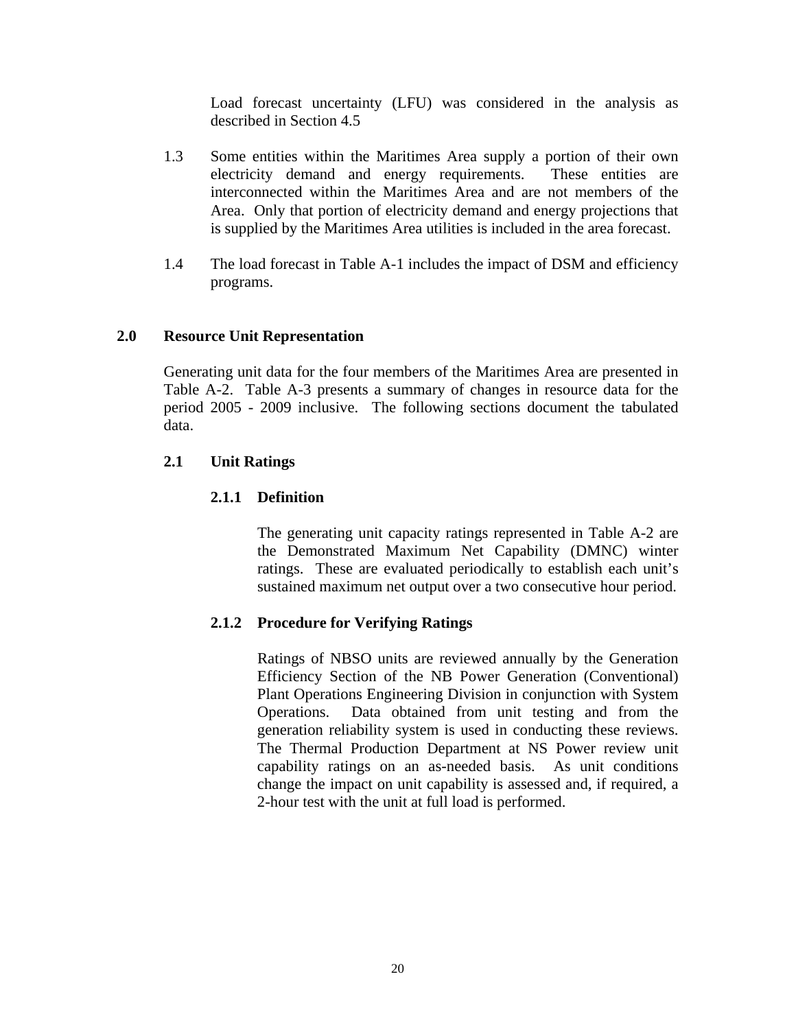Load forecast uncertainty (LFU) was considered in the analysis as described in Section 4.5

1.3 Some entities within the Maritimes Area supply a portion of their own electricity demand and energy requirements. These entities are interconnected within the Maritimes Area and are not members of the Area. Only that portion of electricity demand and energy projections that is supplied by the Maritimes Area utilities is included in the area forecast.

1.4 The load forecast in Table A-1 includes the impact of DSM and efficiency programs.

## 2.0 Resource Unit Representation

Generating unit data for the four members of the Maritimes Area are presented in Table A-2. Table A-3 presents a summary of changes in resource data for the period 2005 - 2009 inclusive. The following sections document the tabulated data.

### 2.1 Unit Ratings

#### 2.1.1 Definition

The generating unit capacity ratings represented in Table A-2 are the Demonstrated Maximum Net Capability (DMNC) winter ratings. These are evaluated periodically to establish each unit's sustained maximum net output over a two consecutive hour period.

#### 2.1.2 Procedure for Verifying Ratings

Ratings of NBSO units are reviewed annually by the Generation Efficiency Section of the NB Power Generation (Conventional) Plant Operations Engineering Division in conjunction with System Operations. Data obtained from unit testing and from the generation reliability system is used in conducting these reviews. The Thermal Production Department at NS Power review unit capability ratings on an as-needed basis. As unit conditions change the impact on unit capability is assessed and, if required, a 2-hour test with the unit at full load is performed.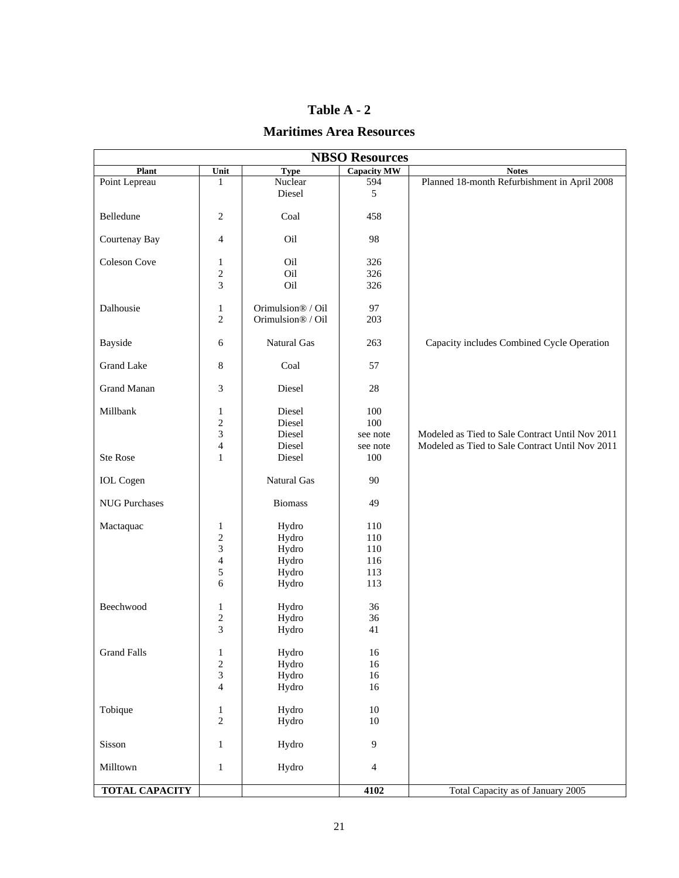# Table A - 2

## Maritimes Area Resources

| NBSO Resources | | | | |
|---|---|---|---|---|
| **Plant** | **Unit** | **Type** | **Capacity MW** | **Notes** |
| Point Lepreau | 1 | Nuclear | 594 | Planned 18-month Refurbishment in April 2008 |
| | | Diesel | 5 | |
| Belledune | 2 | Coal | 458 | |
| Courtenay Bay | 4 | Oil | 98 | |
| Coleson Cove | 1 | Oil | 326 | |
| | 2 | Oil | 326 | |
| | 3 | Oil | 326 | |
| Dalhousie | 1 | Orimulsion® / Oil | 97 | |
| | 2 | Orimulsion® / Oil | 203 | |
| Bayside | 6 | Natural Gas | 263 | Capacity includes Combined Cycle Operation |
| Grand Lake | 8 | Coal | 57 | |
| Grand Manan | 3 | Diesel | 28 | |
| Millbank | 1 | Diesel | 100 | |
| | 2 | Diesel | 100 | |
| | 3 | Diesel | see note | Modeled as Tied to Sale Contract Until Nov 2011 |
| | 4 | Diesel | see note | Modeled as Tied to Sale Contract Until Nov 2011 |
| Ste Rose | 1 | Diesel | 100 | |
| IOL Cogen | | Natural Gas | 90 | |
| NUG Purchases | | Biomass | 49 | |
| Mactaquac | 1 | Hydro | 110 | |
| | 2 | Hydro | 110 | |
| | 3 | Hydro | 110 | |
| | 4 | Hydro | 116 | |
| | 5 | Hydro | 113 | |
| | 6 | Hydro | 113 | |
| Beechwood | 1 | Hydro | 36 | |
| | 2 | Hydro | 36 | |
| | 3 | Hydro | 41 | |
| Grand Falls | 1 | Hydro | 16 | |
| | 2 | Hydro | 16 | |
| | 3 | Hydro | 16 | |
| | 4 | Hydro | 16 | |
| Tobique | 1 | Hydro | 10 | |
| | 2 | Hydro | 10 | |
| Sisson | 1 | Hydro | 9 | |
| Milltown | 1 | Hydro | 4 | |
| **TOTAL CAPACITY** | | | **4102** | Total Capacity as of January 2005 |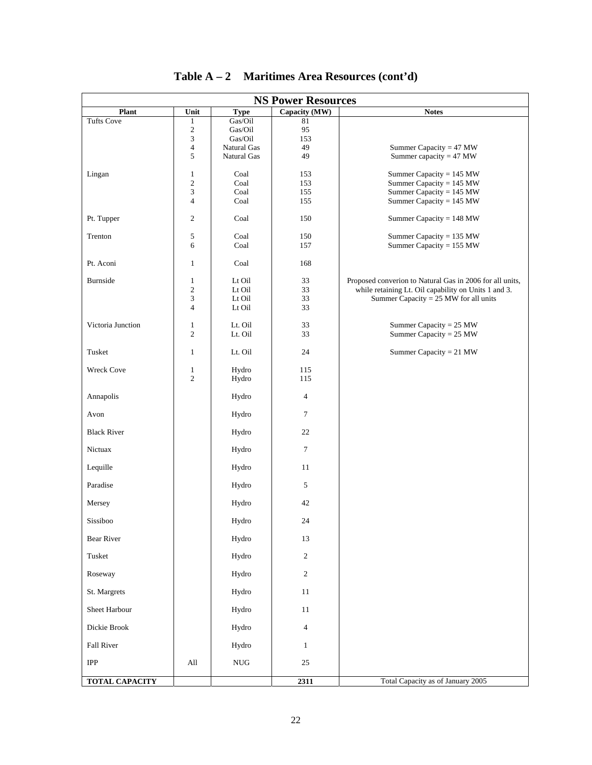# Table A – 2 Maritimes Area Resources (cont'd)

| NS Power Resources | | | | |
|---|---|---|---|---|
| **Plant** | **Unit** | **Type** | **Capacity (MW)** | **Notes** |
| Tufts Cove | 1 | Gas/Oil | 81 | |
| | 2 | Gas/Oil | 95 | |
| | 3 | Gas/Oil | 153 | |
| | 4 | Natural Gas | 49 | Summer Capacity = 47 MW |
| | 5 | Natural Gas | 49 | Summer capacity = 47 MW |
| Lingan | 1 | Coal | 153 | Summer Capacity = 145 MW |
| | 2 | Coal | 153 | Summer Capacity = 145 MW |
| | 3 | Coal | 155 | Summer Capacity = 145 MW |
| | 4 | Coal | 155 | Summer Capacity = 145 MW |
| Pt. Tupper | 2 | Coal | 150 | Summer Capacity = 148 MW |
| Trenton | 5 | Coal | 150 | Summer Capacity = 135 MW |
| | 6 | Coal | 157 | Summer Capacity = 155 MW |
| Pt. Aconi | 1 | Coal | 168 | |
| Burnside | 1 | Lt Oil | 33 | Proposed converion to Natural Gas in 2006 for all units, |
| | 2 | Lt Oil | 33 | while retaining Lt. Oil capability on Units 1 and 3. |
| | 3 | Lt Oil | 33 | Summer Capacity = 25 MW for all units |
| | 4 | Lt Oil | 33 | |
| Victoria Junction | 1 | Lt. Oil | 33 | Summer Capacity = 25 MW |
| | 2 | Lt. Oil | 33 | Summer Capacity = 25 MW |
| Tusket | 1 | Lt. Oil | 24 | Summer Capacity = 21 MW |
| Wreck Cove | 1 | Hydro | 115 | |
| | 2 | Hydro | 115 | |
| Annapolis | | Hydro | 4 | |
| Avon | | Hydro | 7 | |
| Black River | | Hydro | 22 | |
| Nictuax | | Hydro | 7 | |
| Lequille | | Hydro | 11 | |
| Paradise | | Hydro | 5 | |
| Mersey | | Hydro | 42 | |
| Sissiboo | | Hydro | 24 | |
| Bear River | | Hydro | 13 | |
| Tusket | | Hydro | 2 | |
| Roseway | | Hydro | 2 | |
| St. Margrets | | Hydro | 11 | |
| Sheet Harbour | | Hydro | 11 | |
| Dickie Brook | | Hydro | 4 | |
| Fall River | | Hydro | 1 | |
| IPP | All | NUG | 25 | |
| **TOTAL CAPACITY** | | | **2311** | Total Capacity as of January 2005 |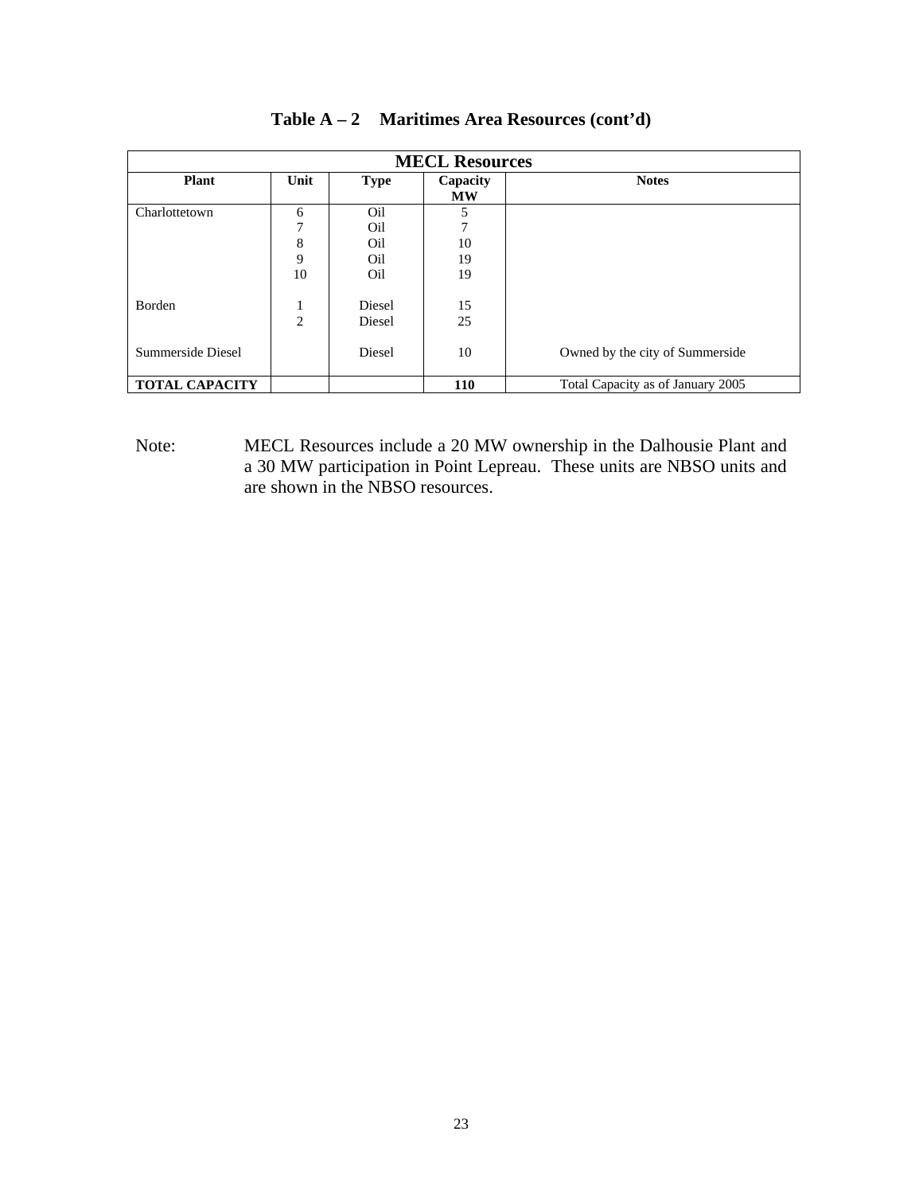**Table A – 2 Maritimes Area Resources (cont'd)**

| MECL Resources | | | | |
|---|---|---|---|---|
| **Plant** | **Unit** | **Type** | **Capacity MW** | **Notes** |
| Charlottetown | 6 | Oil | 5 | |
| | 7 | Oil | 7 | |
| | 8 | Oil | 10 | |
| | 9 | Oil | 19 | |
| | 10 | Oil | 19 | |
| Borden | 1 | Diesel | 15 | |
| | 2 | Diesel | 25 | |
| Summerside Diesel | | Diesel | 10 | Owned by the city of Summerside |
| **TOTAL CAPACITY** | | | **110** | Total Capacity as of January 2005 |

Note: MECL Resources include a 20 MW ownership in the Dalhousie Plant and a 30 MW participation in Point Lepreau. These units are NBSO units and are shown in the NBSO resources.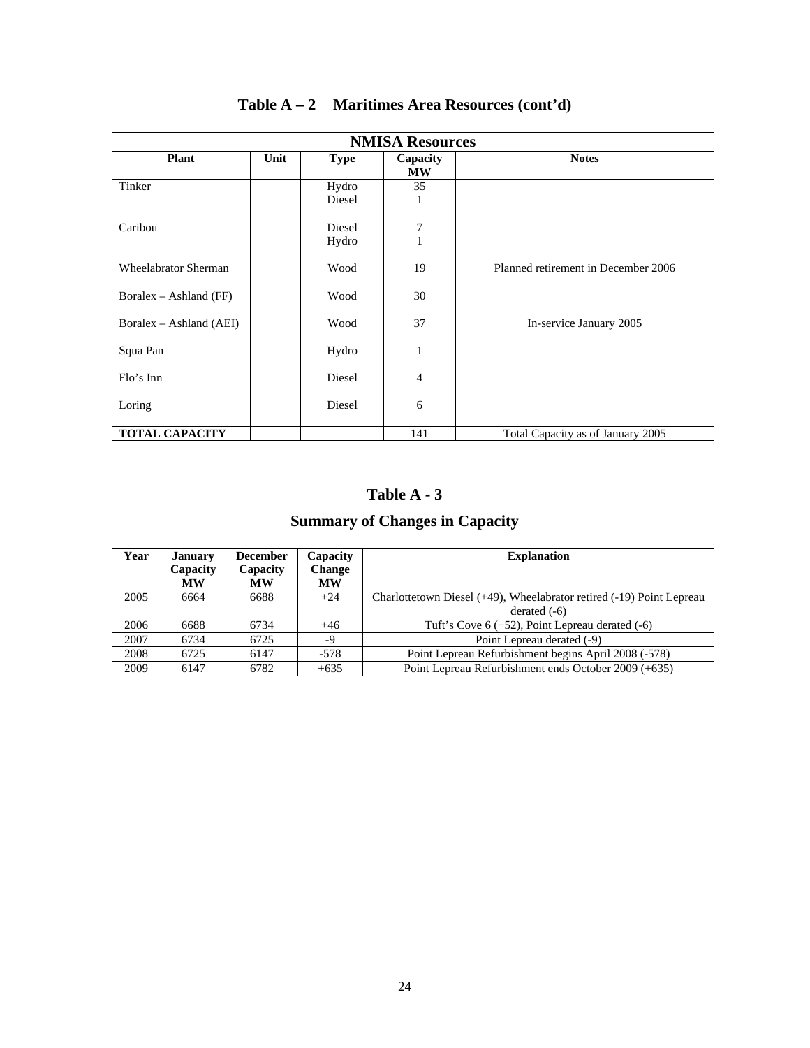# Table A – 2 Maritimes Area Resources (cont'd)

| NMISA Resources | | | | |
|---|---|---|---|---|
| **Plant** | **Unit** | **Type** | **Capacity MW** | **Notes** |
| Tinker | | Hydro<br>Diesel | 35<br>1 | |
| Caribou | | Diesel<br>Hydro | 7<br>1 | |
| Wheelabrator Sherman | | Wood | 19 | Planned retirement in December 2006 |
| Boralex – Ashland (FF) | | Wood | 30 | |
| Boralex – Ashland (AEI) | | Wood | 37 | In-service January 2005 |
| Squa Pan | | Hydro | 1 | |
| Flo's Inn | | Diesel | 4 | |
| Loring | | Diesel | 6 | |
| **TOTAL CAPACITY** | | | 141 | Total Capacity as of January 2005 |

# Table A - 3

## Summary of Changes in Capacity

| Year | January Capacity MW | December Capacity MW | Capacity Change MW | Explanation |
|---|---|---|---|---|
| 2005 | 6664 | 6688 | +24 | Charlottetown Diesel (+49), Wheelabrator retired (-19) Point Lepreau derated (-6) |
| 2006 | 6688 | 6734 | +46 | Tuft's Cove 6 (+52), Point Lepreau derated (-6) |
| 2007 | 6734 | 6725 | -9 | Point Lepreau derated (-9) |
| 2008 | 6725 | 6147 | -578 | Point Lepreau Refurbishment begins April 2008 (-578) |
| 2009 | 6147 | 6782 | +635 | Point Lepreau Refurbishment ends October 2009 (+635) |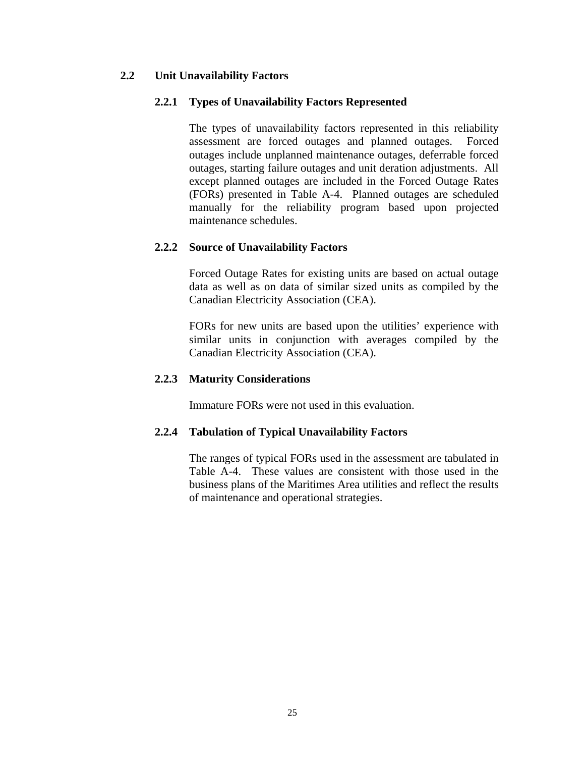## 2.2 Unit Unavailability Factors

### 2.2.1 Types of Unavailability Factors Represented

The types of unavailability factors represented in this reliability assessment are forced outages and planned outages. Forced outages include unplanned maintenance outages, deferrable forced outages, starting failure outages and unit deration adjustments. All except planned outages are included in the Forced Outage Rates (FORs) presented in Table A-4. Planned outages are scheduled manually for the reliability program based upon projected maintenance schedules.

### 2.2.2 Source of Unavailability Factors

Forced Outage Rates for existing units are based on actual outage data as well as on data of similar sized units as compiled by the Canadian Electricity Association (CEA).

FORs for new units are based upon the utilities' experience with similar units in conjunction with averages compiled by the Canadian Electricity Association (CEA).

### 2.2.3 Maturity Considerations

Immature FORs were not used in this evaluation.

### 2.2.4 Tabulation of Typical Unavailability Factors

The ranges of typical FORs used in the assessment are tabulated in Table A-4. These values are consistent with those used in the business plans of the Maritimes Area utilities and reflect the results of maintenance and operational strategies.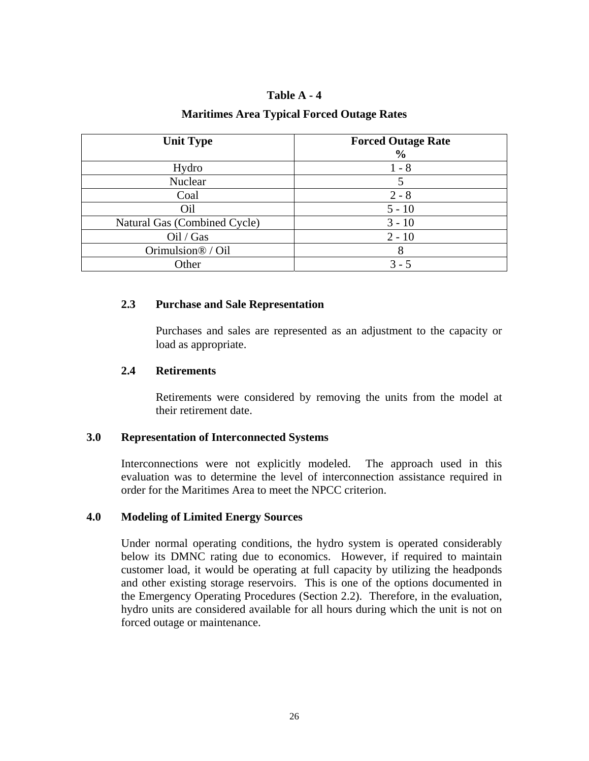**Table A - 4**

**Maritimes Area Typical Forced Outage Rates**

| Unit Type | Forced Outage Rate % |
|---|---|
| Hydro | 1 - 8 |
| Nuclear | 5 |
| Coal | 2 - 8 |
| Oil | 5 - 10 |
| Natural Gas (Combined Cycle) | 3 - 10 |
| Oil / Gas | 2 - 10 |
| Orimulsion® / Oil | 8 |
| Other | 3 - 5 |

### 2.3 Purchase and Sale Representation

Purchases and sales are represented as an adjustment to the capacity or load as appropriate.

### 2.4 Retirements

Retirements were considered by removing the units from the model at their retirement date.

## 3.0 Representation of Interconnected Systems

Interconnections were not explicitly modeled. The approach used in this evaluation was to determine the level of interconnection assistance required in order for the Maritimes Area to meet the NPCC criterion.

## 4.0 Modeling of Limited Energy Sources

Under normal operating conditions, the hydro system is operated considerably below its DMNC rating due to economics. However, if required to maintain customer load, it would be operating at full capacity by utilizing the headponds and other existing storage reservoirs. This is one of the options documented in the Emergency Operating Procedures (Section 2.2). Therefore, in the evaluation, hydro units are considered available for all hours during which the unit is not on forced outage or maintenance.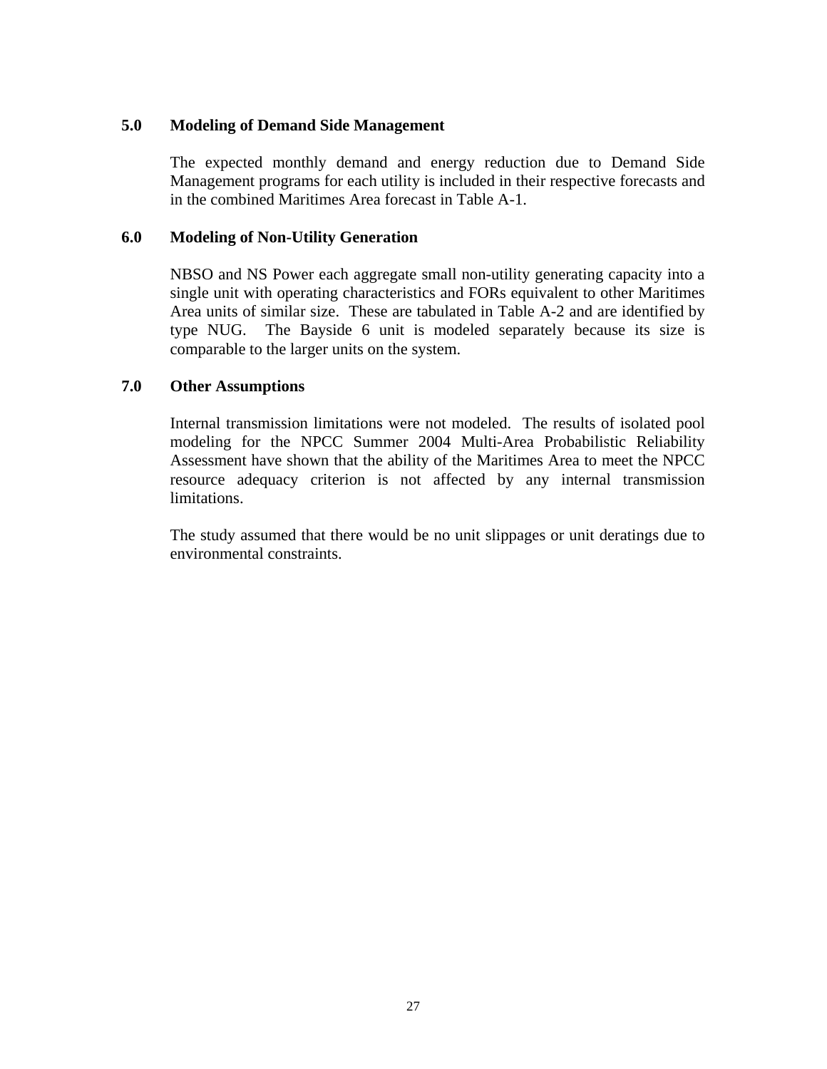## 5.0 Modeling of Demand Side Management

The expected monthly demand and energy reduction due to Demand Side Management programs for each utility is included in their respective forecasts and in the combined Maritimes Area forecast in Table A-1.

## 6.0 Modeling of Non-Utility Generation

NBSO and NS Power each aggregate small non-utility generating capacity into a single unit with operating characteristics and FORs equivalent to other Maritimes Area units of similar size. These are tabulated in Table A-2 and are identified by type NUG. The Bayside 6 unit is modeled separately because its size is comparable to the larger units on the system.

## 7.0 Other Assumptions

Internal transmission limitations were not modeled. The results of isolated pool modeling for the NPCC Summer 2004 Multi-Area Probabilistic Reliability Assessment have shown that the ability of the Maritimes Area to meet the NPCC resource adequacy criterion is not affected by any internal transmission limitations.

The study assumed that there would be no unit slippages or unit deratings due to environmental constraints.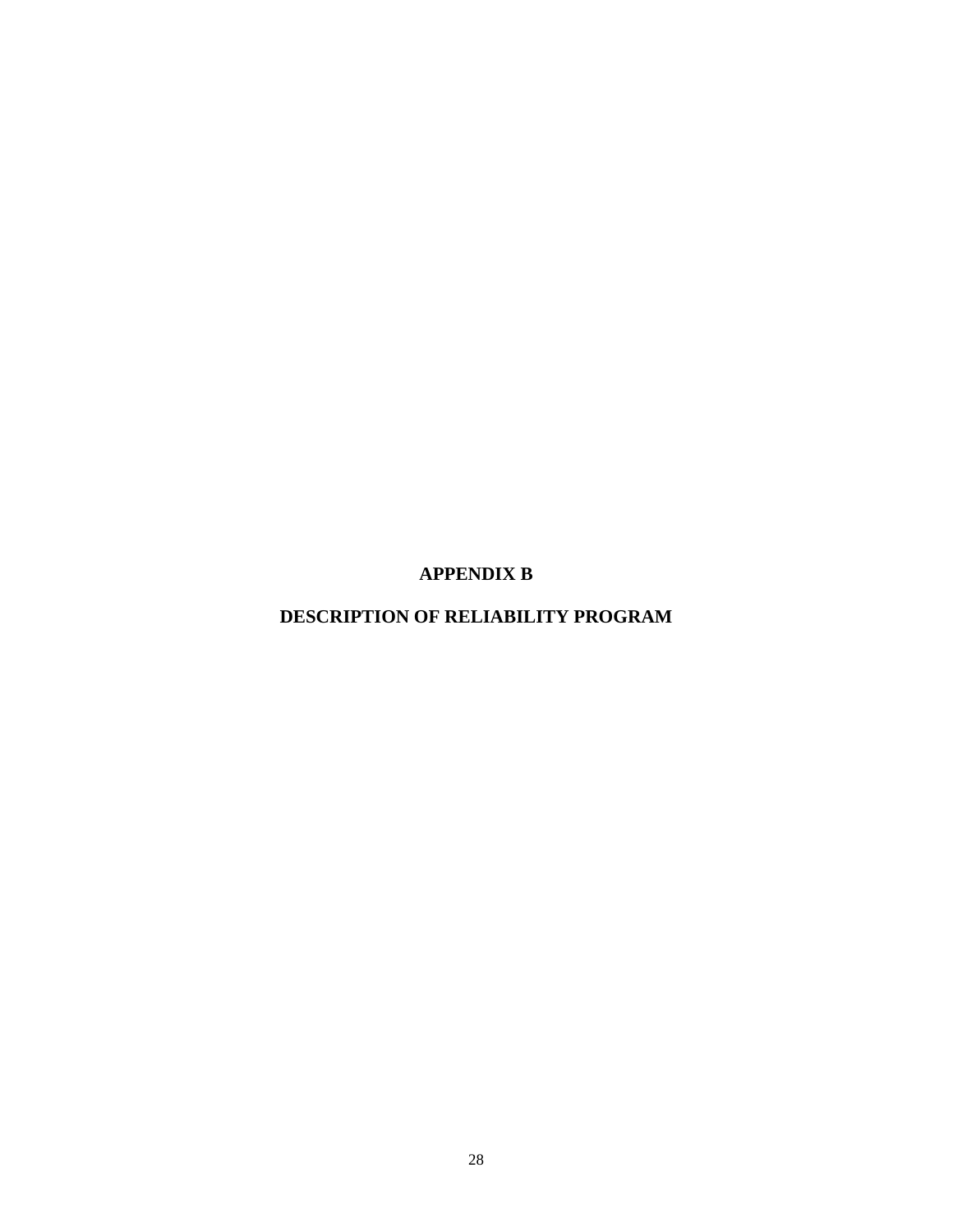# APPENDIX B

# DESCRIPTION OF RELIABILITY PROGRAM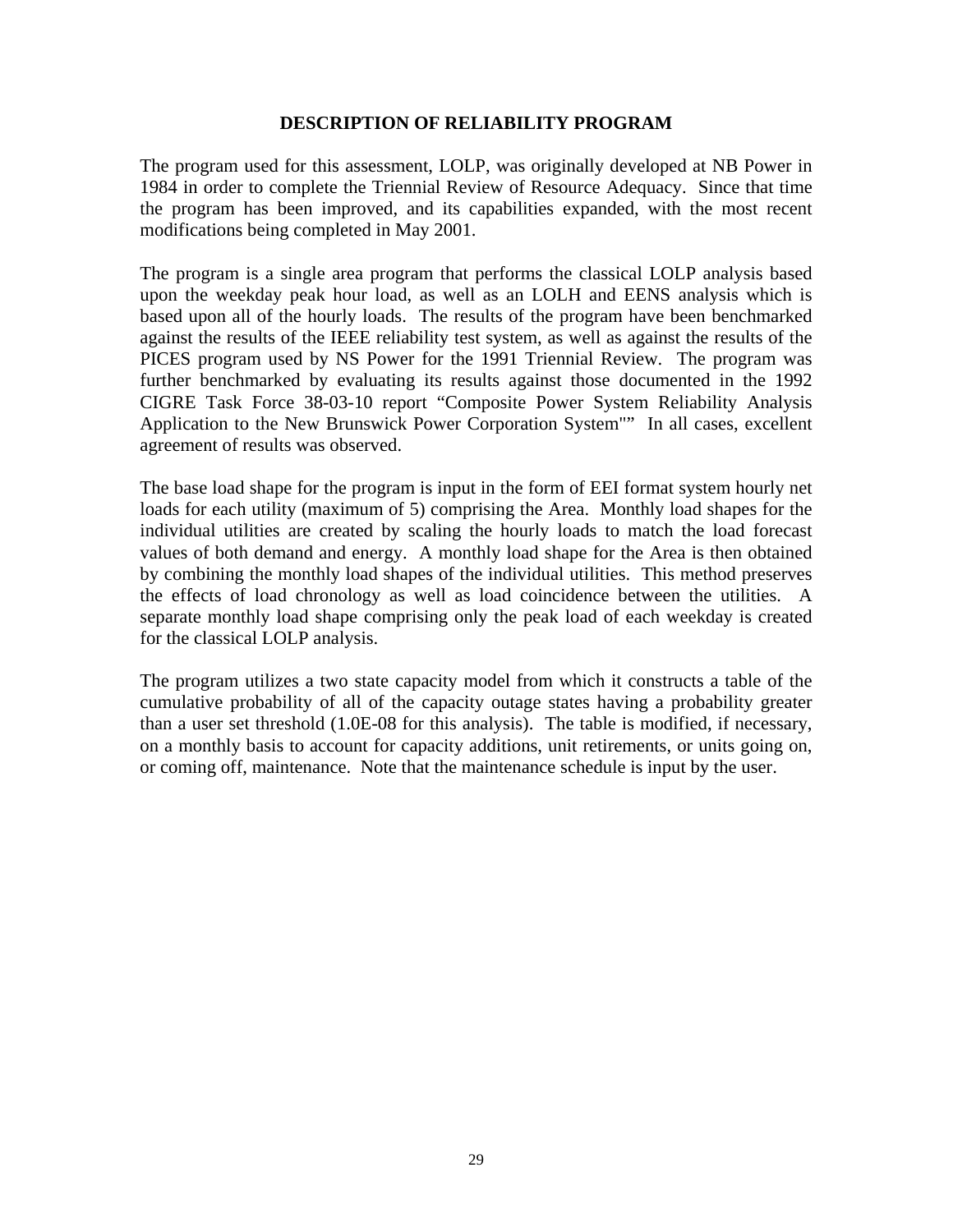## DESCRIPTION OF RELIABILITY PROGRAM

The program used for this assessment, LOLP, was originally developed at NB Power in 1984 in order to complete the Triennial Review of Resource Adequacy. Since that time the program has been improved, and its capabilities expanded, with the most recent modifications being completed in May 2001.

The program is a single area program that performs the classical LOLP analysis based upon the weekday peak hour load, as well as an LOLH and EENS analysis which is based upon all of the hourly loads. The results of the program have been benchmarked against the results of the IEEE reliability test system, as well as against the results of the PICES program used by NS Power for the 1991 Triennial Review. The program was further benchmarked by evaluating its results against those documented in the 1992 CIGRE Task Force 38-03-10 report "Composite Power System Reliability Analysis Application to the New Brunswick Power Corporation System"" In all cases, excellent agreement of results was observed.

The base load shape for the program is input in the form of EEI format system hourly net loads for each utility (maximum of 5) comprising the Area. Monthly load shapes for the individual utilities are created by scaling the hourly loads to match the load forecast values of both demand and energy. A monthly load shape for the Area is then obtained by combining the monthly load shapes of the individual utilities. This method preserves the effects of load chronology as well as load coincidence between the utilities. A separate monthly load shape comprising only the peak load of each weekday is created for the classical LOLP analysis.

The program utilizes a two state capacity model from which it constructs a table of the cumulative probability of all of the capacity outage states having a probability greater than a user set threshold (1.0E-08 for this analysis). The table is modified, if necessary, on a monthly basis to account for capacity additions, unit retirements, or units going on, or coming off, maintenance. Note that the maintenance schedule is input by the user.